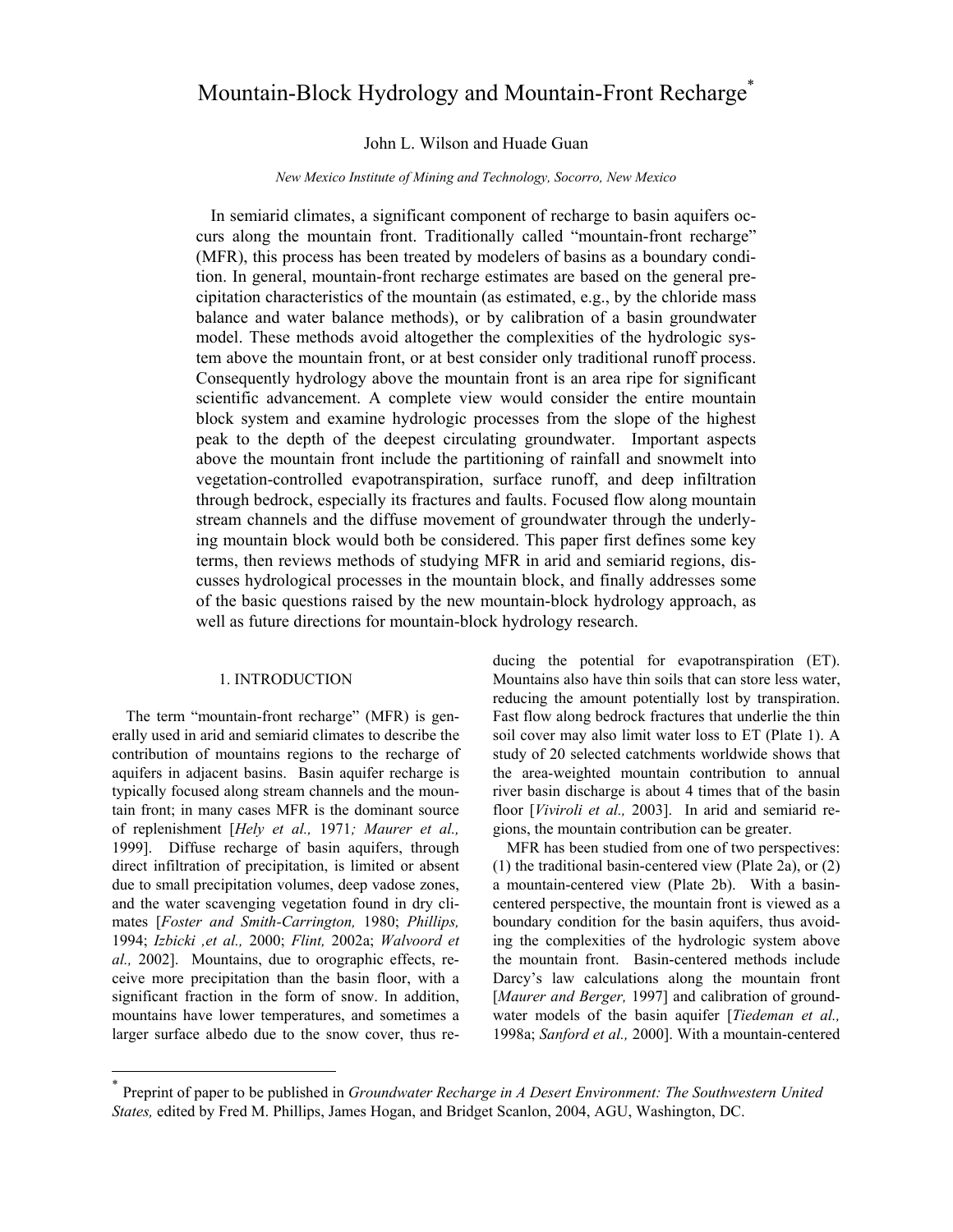# Mountain-Block Hydrology and Mountain-Front Recharge*

John L. Wilson and Huade Guan

*New Mexico Institute of Mining and Technology, Socorro, New Mexico*

In semiarid climates, a significant component of recharge to basin aquifers occurs along the mountain front. Traditionally called "mountain-front recharge" (MFR), this process has been treated by modelers of basins as a boundary condition. In general, mountain-front recharge estimates are based on the general precipitation characteristics of the mountain (as estimated, e.g., by the chloride mass balance and water balance methods), or by calibration of a basin groundwater model. These methods avoid altogether the complexities of the hydrologic system above the mountain front, or at best consider only traditional runoff process. Consequently hydrology above the mountain front is an area ripe for significant scientific advancement. A complete view would consider the entire mountain block system and examine hydrologic processes from the slope of the highest peak to the depth of the deepest circulating groundwater. Important aspects above the mountain front include the partitioning of rainfall and snowmelt into vegetation-controlled evapotranspiration, surface runoff, and deep infiltration through bedrock, especially its fractures and faults. Focused flow along mountain stream channels and the diffuse movement of groundwater through the underlying mountain block would both be considered. This paper first defines some key terms, then reviews methods of studying MFR in arid and semiarid regions, discusses hydrological processes in the mountain block, and finally addresses some of the basic questions raised by the new mountain-block hydrology approach, as well as future directions for mountain-block hydrology research.

## 1. INTRODUCTION

The term "mountain-front recharge" (MFR) is generally used in arid and semiarid climates to describe the contribution of mountains regions to the recharge of aquifers in adjacent basins. Basin aquifer recharge is typically focused along stream channels and the mountain front; in many cases MFR is the dominant source of replenishment [*Hely et al.,* 1971*; Maurer et al.,* 1999]. Diffuse recharge of basin aquifers, through direct infiltration of precipitation, is limited or absent due to small precipitation volumes, deep vadose zones, and the water scavenging vegetation found in dry climates [*Foster and Smith-Carrington,* 1980; *Phillips,* 1994; *Izbicki ,et al.,* 2000; *Flint,* 2002a; *Walvoord et al.,* 2002]. Mountains, due to orographic effects, receive more precipitation than the basin floor, with a significant fraction in the form of snow. In addition, mountains have lower temperatures, and sometimes a larger surface albedo due to the snow cover, thus reducing the potential for evapotranspiration (ET). Mountains also have thin soils that can store less water, reducing the amount potentially lost by transpiration. Fast flow along bedrock fractures that underlie the thin soil cover may also limit water loss to ET (Plate 1). A study of 20 selected catchments worldwide shows that the area-weighted mountain contribution to annual river basin discharge is about 4 times that of the basin floor [*Viviroli et al.,* 2003]. In arid and semiarid regions, the mountain contribution can be greater.

MFR has been studied from one of two perspectives: (1) the traditional basin-centered view (Plate 2a), or (2) a mountain-centered view (Plate 2b). With a basin-centered perspective, the mountain front is viewed as a boundary condition for the basin aquifers, thus avoiding the complexities of the hydrologic system above the mountain front. Basin-centered methods include Darcy's law calculations along the mountain front [*Maurer and Berger,* 1997] and calibration of groundwater models of the basin aquifer [*Tiedeman et al.,* 1998a; *Sanford et al.,* 2000]. With a mountain-centered

---

* Preprint of paper to be published in *Groundwater Recharge in A Desert Environment: The Southwestern United States,* edited by Fred M. Phillips, James Hogan, and Bridget Scanlon, 2004, AGU, Washington, DC.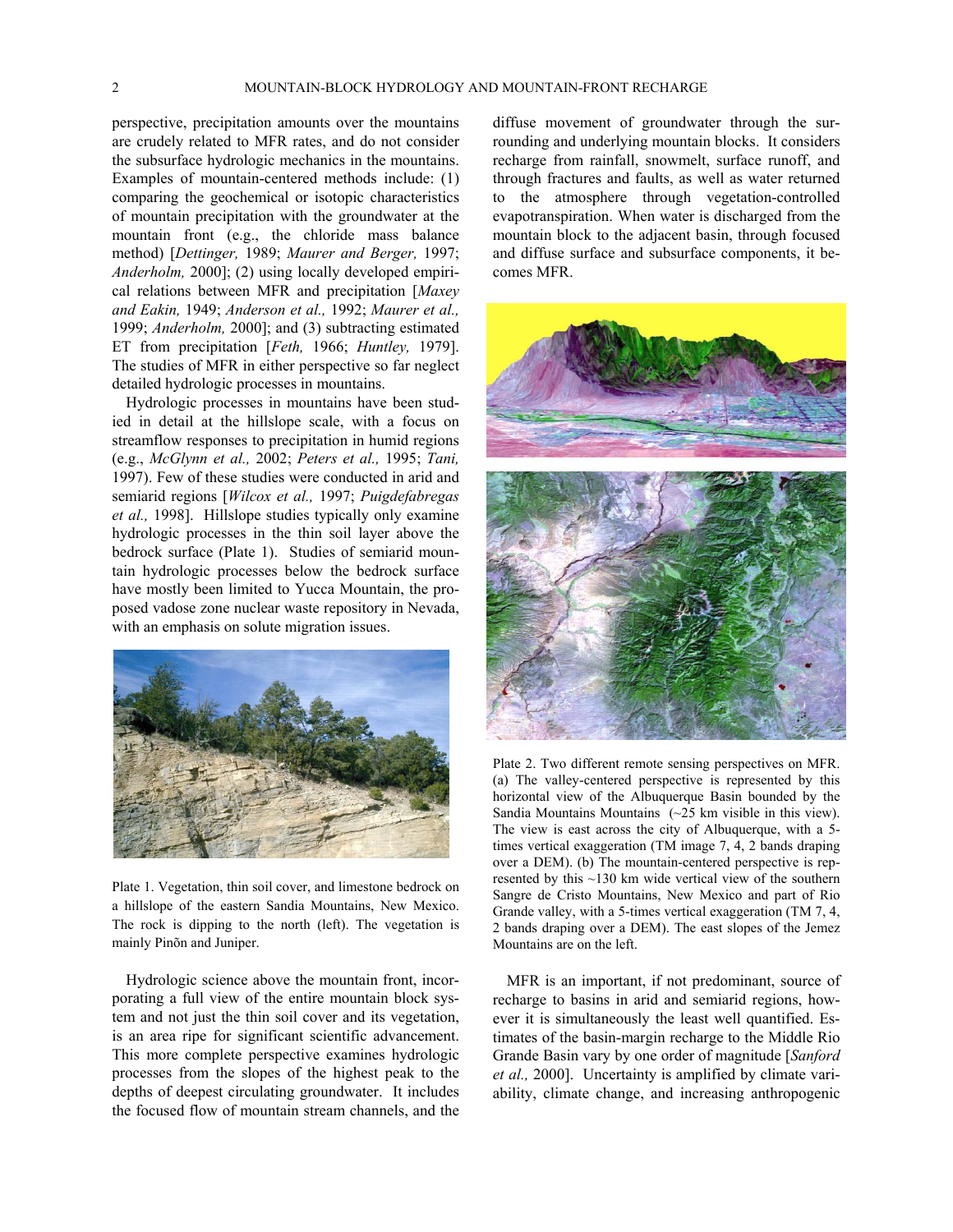perspective, precipitation amounts over the mountains are crudely related to MFR rates, and do not consider the subsurface hydrologic mechanics in the mountains. Examples of mountain-centered methods include: (1) comparing the geochemical or isotopic characteristics of mountain precipitation with the groundwater at the mountain front (e.g., the chloride mass balance method) [*Dettinger,* 1989; *Maurer and Berger,* 1997; *Anderholm,* 2000]; (2) using locally developed empirical relations between MFR and precipitation [*Maxey and Eakin,* 1949; *Anderson et al.,* 1992; *Maurer et al.,* 1999; *Anderholm,* 2000]; and (3) subtracting estimated ET from precipitation [*Feth,* 1966; *Huntley,* 1979]. The studies of MFR in either perspective so far neglect detailed hydrologic processes in mountains.

Hydrologic processes in mountains have been studied in detail at the hillslope scale, with a focus on streamflow responses to precipitation in humid regions (e.g., *McGlynn et al.,* 2002; *Peters et al.,* 1995; *Tani,* 1997). Few of these studies were conducted in arid and semiarid regions [*Wilcox et al.,* 1997; *Puigdefabregas et al.,* 1998]. Hillslope studies typically only examine hydrologic processes in the thin soil layer above the bedrock surface (Plate 1). Studies of semiarid mountain hydrologic processes below the bedrock surface have mostly been limited to Yucca Mountain, the proposed vadose zone nuclear waste repository in Nevada, with an emphasis on solute migration issues.

Plate 1. Vegetation, thin soil cover, and limestone bedrock on a hillslope of the eastern Sandia Mountains, New Mexico. The rock is dipping to the north (left). The vegetation is mainly Pinõn and Juniper.

Hydrologic science above the mountain front, incorporating a full view of the entire mountain block system and not just the thin soil cover and its vegetation, is an area ripe for significant scientific advancement. This more complete perspective examines hydrologic processes from the slopes of the highest peak to the depths of deepest circulating groundwater. It includes the focused flow of mountain stream channels, and the diffuse movement of groundwater through the surrounding and underlying mountain blocks. It considers recharge from rainfall, snowmelt, surface runoff, and through fractures and faults, as well as water returned to the atmosphere through vegetation-controlled evapotranspiration. When water is discharged from the mountain block to the adjacent basin, through focused and diffuse surface and subsurface components, it becomes MFR.

Plate 2. Two different remote sensing perspectives on MFR. (a) The valley-centered perspective is represented by this horizontal view of the Albuquerque Basin bounded by the Sandia Mountains Mountains (~25 km visible in this view). The view is east across the city of Albuquerque, with a 5-times vertical exaggeration (TM image 7, 4, 2 bands draping over a DEM). (b) The mountain-centered perspective is represented by this ~130 km wide vertical view of the southern Sangre de Cristo Mountains, New Mexico and part of Rio Grande valley, with a 5-times vertical exaggeration (TM 7, 4, 2 bands draping over a DEM). The east slopes of the Jemez Mountains are on the left.

MFR is an important, if not predominant, source of recharge to basins in arid and semiarid regions, however it is simultaneously the least well quantified. Estimates of the basin-margin recharge to the Middle Rio Grande Basin vary by one order of magnitude [*Sanford et al.,* 2000]. Uncertainty is amplified by climate variability, climate change, and increasing anthropogenic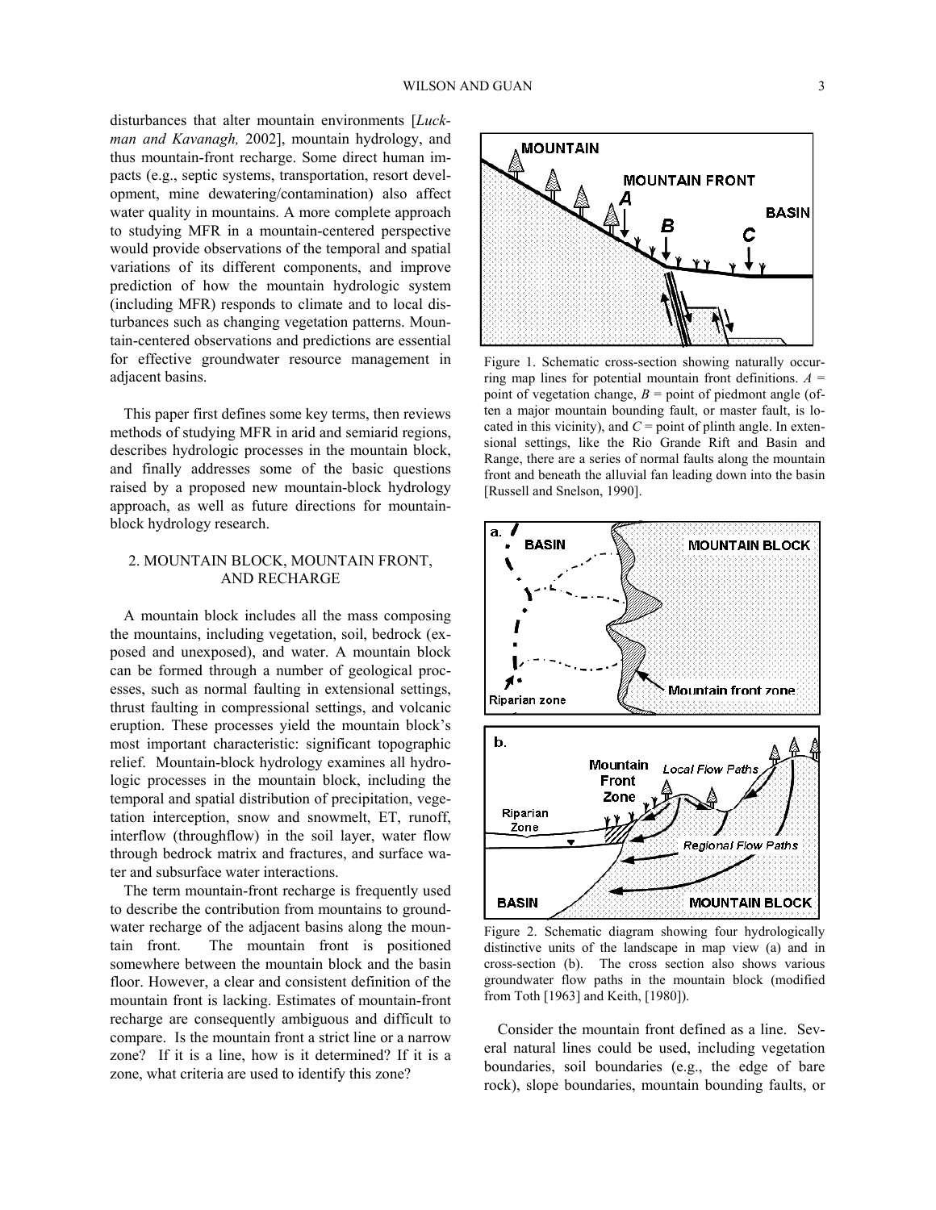disturbances that alter mountain environments [*Luckman and Kavanagh,* 2002], mountain hydrology, and thus mountain-front recharge. Some direct human impacts (e.g., septic systems, transportation, resort development, mine dewatering/contamination) also affect water quality in mountains. A more complete approach to studying MFR in a mountain-centered perspective would provide observations of the temporal and spatial variations of its different components, and improve prediction of how the mountain hydrologic system (including MFR) responds to climate and to local disturbances such as changing vegetation patterns. Mountain-centered observations and predictions are essential for effective groundwater resource management in adjacent basins.

This paper first defines some key terms, then reviews methods of studying MFR in arid and semiarid regions, describes hydrologic processes in the mountain block, and finally addresses some of the basic questions raised by a proposed new mountain-block hydrology approach, as well as future directions for mountain-block hydrology research.

## 2. MOUNTAIN BLOCK, MOUNTAIN FRONT, AND RECHARGE

A mountain block includes all the mass composing the mountains, including vegetation, soil, bedrock (exposed and unexposed), and water. A mountain block can be formed through a number of geological processes, such as normal faulting in extensional settings, thrust faulting in compressional settings, and volcanic eruption. These processes yield the mountain block's most important characteristic: significant topographic relief. Mountain-block hydrology examines all hydrologic processes in the mountain block, including the temporal and spatial distribution of precipitation, vegetation interception, snow and snowmelt, ET, runoff, interflow (throughflow) in the soil layer, water flow through bedrock matrix and fractures, and surface water and subsurface water interactions.

The term mountain-front recharge is frequently used to describe the contribution from mountains to groundwater recharge of the adjacent basins along the mountain front. The mountain front is positioned somewhere between the mountain block and the basin floor. However, a clear and consistent definition of the mountain front is lacking. Estimates of mountain-front recharge are consequently ambiguous and difficult to compare. Is the mountain front a strict line or a narrow zone? If it is a line, how is it determined? If it is a zone, what criteria are used to identify this zone?

Figure 1. Schematic cross-section showing naturally occurring map lines for potential mountain front definitions. *A* = point of vegetation change, *B* = point of piedmont angle (often a major mountain bounding fault, or master fault, is located in this vicinity), and *C* = point of plinth angle. In extensional settings, like the Rio Grande Rift and Basin and Range, there are a series of normal faults along the mountain front and beneath the alluvial fan leading down into the basin [Russell and Snelson, 1990].

Figure 2. Schematic diagram showing four hydrologically distinctive units of the landscape in map view (a) and in cross-section (b). The cross section also shows various groundwater flow paths in the mountain block (modified from Toth [1963] and Keith, [1980]).

Consider the mountain front defined as a line. Several natural lines could be used, including vegetation boundaries, soil boundaries (e.g., the edge of bare rock), slope boundaries, mountain bounding faults, or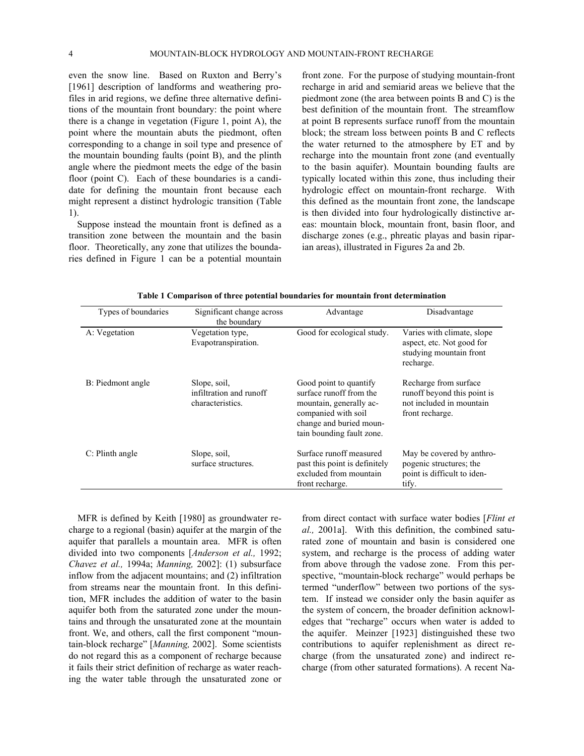even the snow line. Based on Ruxton and Berry's [1961] description of landforms and weathering profiles in arid regions, we define three alternative definitions of the mountain front boundary: the point where there is a change in vegetation (Figure 1, point A), the point where the mountain abuts the piedmont, often corresponding to a change in soil type and presence of the mountain bounding faults (point B), and the plinth angle where the piedmont meets the edge of the basin floor (point C). Each of these boundaries is a candidate for defining the mountain front because each might represent a distinct hydrologic transition (Table 1).

Suppose instead the mountain front is defined as a transition zone between the mountain and the basin floor. Theoretically, any zone that utilizes the boundaries defined in Figure 1 can be a potential mountain front zone. For the purpose of studying mountain-front recharge in arid and semiarid areas we believe that the piedmont zone (the area between points B and C) is the best definition of the mountain front. The streamflow at point B represents surface runoff from the mountain block; the stream loss between points B and C reflects the water returned to the atmosphere by ET and by recharge into the mountain front zone (and eventually to the basin aquifer). Mountain bounding faults are typically located within this zone, thus including their hydrologic effect on mountain-front recharge. With this defined as the mountain front zone, the landscape is then divided into four hydrologically distinctive areas: mountain block, mountain front, basin floor, and discharge zones (e.g., phreatic playas and basin riparian areas), illustrated in Figures 2a and 2b.

**Table 1 Comparison of three potential boundaries for mountain front determination**

| Types of boundaries | Significant change across the boundary | Advantage | Disadvantage |
|---|---|---|---|
| A: Vegetation | Vegetation type, Evapotranspiration. | Good for ecological study. | Varies with climate, slope aspect, etc. Not good for studying mountain front recharge. |
| B: Piedmont angle | Slope, soil, infiltration and runoff characteristics. | Good point to quantify surface runoff from the mountain, generally accompanied with soil change and buried mountain bounding fault zone. | Recharge from surface runoff beyond this point is not included in mountain front recharge. |
| C: Plinth angle | Slope, soil, surface structures. | Surface runoff measured past this point is definitely excluded from mountain front recharge. | May be covered by anthropogenic structures; the point is difficult to identify. |

MFR is defined by Keith [1980] as groundwater recharge to a regional (basin) aquifer at the margin of the aquifer that parallels a mountain area. MFR is often divided into two components [*Anderson et al.,* 1992; *Chavez et al.,* 1994a; *Manning,* 2002]: (1) subsurface inflow from the adjacent mountains; and (2) infiltration from streams near the mountain front. In this definition, MFR includes the addition of water to the basin aquifer both from the saturated zone under the mountains and through the unsaturated zone at the mountain front. We, and others, call the first component "mountain-block recharge" [*Manning,* 2002]. Some scientists do not regard this as a component of recharge because it fails their strict definition of recharge as water reaching the water table through the unsaturated zone or from direct contact with surface water bodies [*Flint et al.,* 2001a]. With this definition, the combined saturated zone of mountain and basin is considered one system, and recharge is the process of adding water from above through the vadose zone. From this perspective, "mountain-block recharge" would perhaps be termed "underflow" between two portions of the system. If instead we consider only the basin aquifer as the system of concern, the broader definition acknowledges that "recharge" occurs when water is added to the aquifer. Meinzer [1923] distinguished these two contributions to aquifer replenishment as direct recharge (from the unsaturated zone) and indirect recharge (from other saturated formations). A recent Na-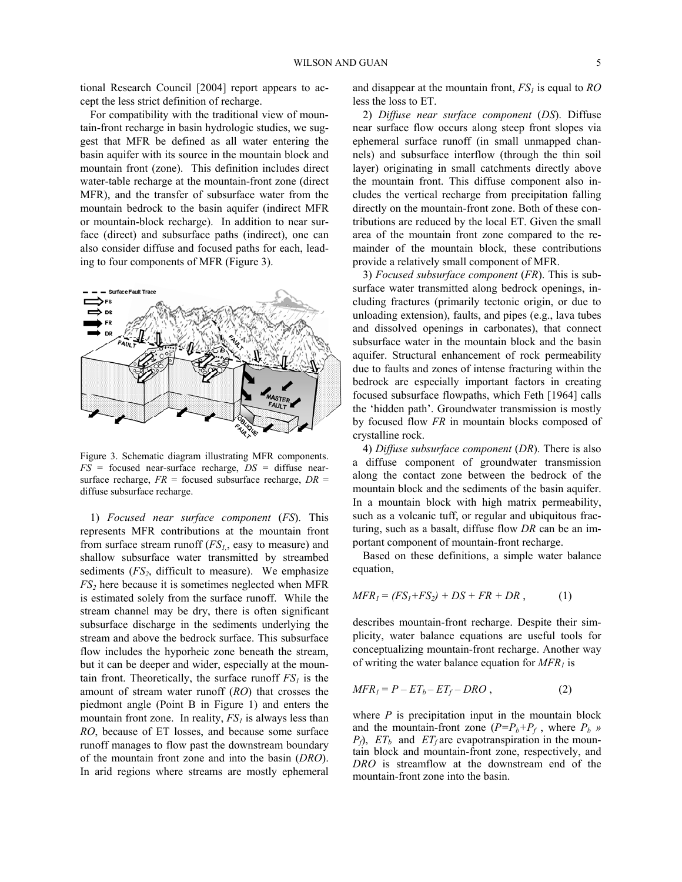tional Research Council [2004] report appears to accept the less strict definition of recharge.

For compatibility with the traditional view of mountain-front recharge in basin hydrologic studies, we suggest that MFR be defined as all water entering the basin aquifer with its source in the mountain block and mountain front (zone). This definition includes direct water-table recharge at the mountain-front zone (direct MFR), and the transfer of subsurface water from the mountain bedrock to the basin aquifer (indirect MFR or mountain-block recharge). In addition to near surface (direct) and subsurface paths (indirect), one can also consider diffuse and focused paths for each, leading to four components of MFR (Figure 3).

Figure 3. Schematic diagram illustrating MFR components. *FS* = focused near-surface recharge, *DS* = diffuse near-surface recharge, *FR* = focused subsurface recharge, *DR* = diffuse subsurface recharge.

1) *Focused near surface component* (*FS*). This represents MFR contributions at the mountain front from surface stream runoff ($FS_1$, easy to measure) and shallow subsurface water transmitted by streambed sediments ($FS_2$, difficult to measure). We emphasize $FS_2$ here because it is sometimes neglected when MFR is estimated solely from the surface runoff. While the stream channel may be dry, there is often significant subsurface discharge in the sediments underlying the stream and above the bedrock surface. This subsurface flow includes the hyporheic zone beneath the stream, but it can be deeper and wider, especially at the mountain front. Theoretically, the surface runoff $FS_1$ is the amount of stream water runoff (*RO*) that crosses the piedmont angle (Point B in Figure 1) and enters the mountain front zone. In reality, $FS_1$ is always less than *RO*, because of ET losses, and because some surface runoff manages to flow past the downstream boundary of the mountain front zone and into the basin (*DRO*). In arid regions where streams are mostly ephemeral and disappear at the mountain front, $FS_1$ is equal to *RO* less the loss to ET.

2) *Diffuse near surface component* (*DS*). Diffuse near surface flow occurs along steep front slopes via ephemeral surface runoff (in small unmapped channels) and subsurface interflow (through the thin soil layer) originating in small catchments directly above the mountain front. This diffuse component also includes the vertical recharge from precipitation falling directly on the mountain-front zone. Both of these contributions are reduced by the local ET. Given the small area of the mountain front zone compared to the remainder of the mountain block, these contributions provide a relatively small component of MFR.

3) *Focused subsurface component* (*FR*). This is subsurface water transmitted along bedrock openings, including fractures (primarily tectonic origin, or due to unloading extension), faults, and pipes (e.g., lava tubes and dissolved openings in carbonates), that connect subsurface water in the mountain block and the basin aquifer. Structural enhancement of rock permeability due to faults and zones of intense fracturing within the bedrock are especially important factors in creating focused subsurface flowpaths, which Feth [1964] calls the 'hidden path'. Groundwater transmission is mostly by focused flow *FR* in mountain blocks composed of crystalline rock.

4) *Diffuse subsurface component* (*DR*). There is also a diffuse component of groundwater transmission along the contact zone between the bedrock of the mountain block and the sediments of the basin aquifer. In a mountain block with high matrix permeability, such as a volcanic tuff, or regular and ubiquitous fracturing, such as a basalt, diffuse flow *DR* can be an important component of mountain-front recharge.

Based on these definitions, a simple water balance equation,

$$MFR_I = (FS_1+FS_2) + DS + FR + DR \,, \qquad (1)$$

describes mountain-front recharge. Despite their simplicity, water balance equations are useful tools for conceptualizing mountain-front recharge. Another way of writing the water balance equation for $MFR_I$ is

$$MFR_I = P - ET_b - ET_f - DRO \,, \qquad (2)$$

where $P$ is precipitation input in the mountain block and the mountain-front zone ($P=P_b+P_f$, where $P_b \gg P_f$), $ET_b$ and $ET_f$ are evapotranspiration in the mountain block and mountain-front zone, respectively, and *DRO* is streamflow at the downstream end of the mountain-front zone into the basin.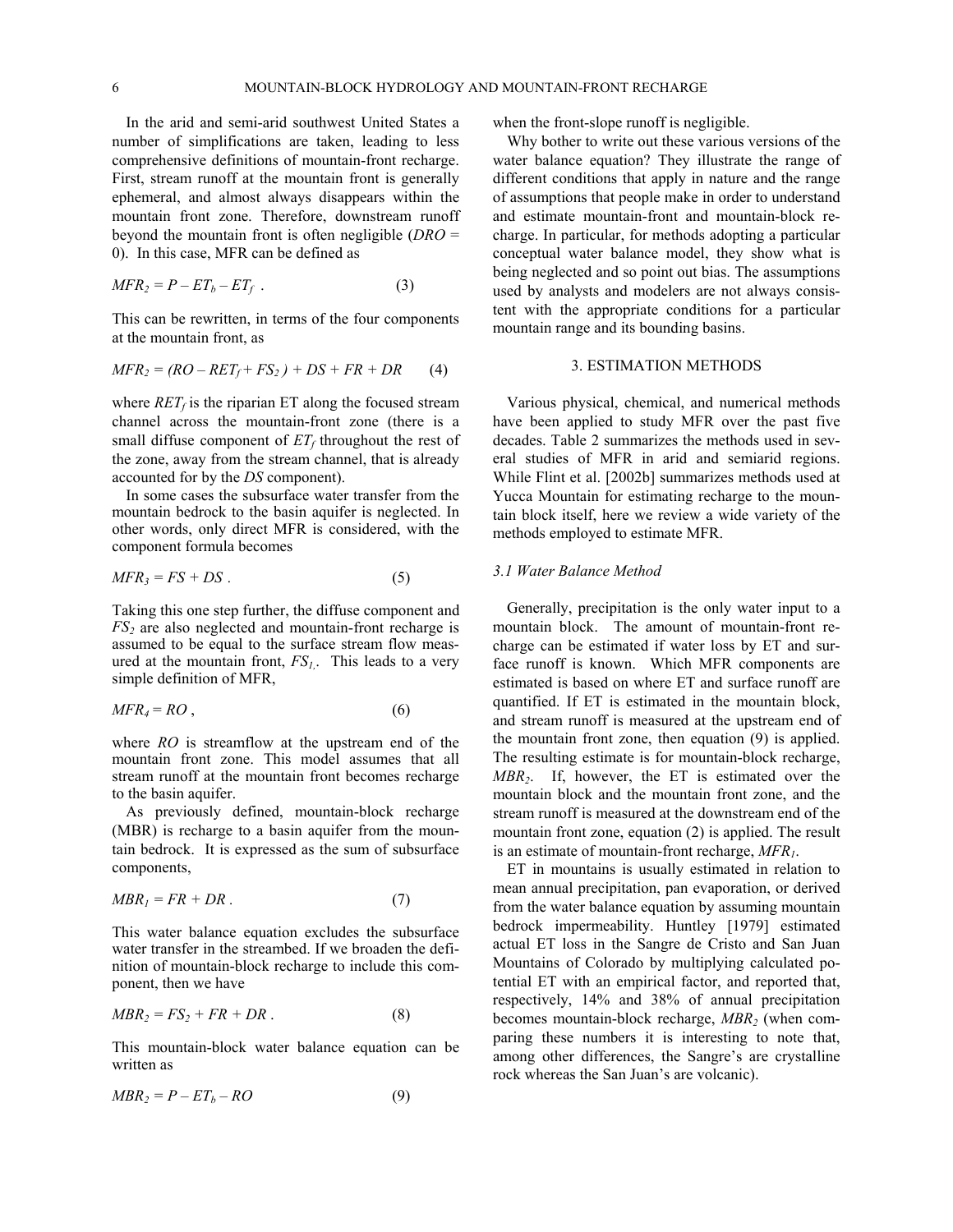In the arid and semi-arid southwest United States a number of simplifications are taken, leading to less comprehensive definitions of mountain-front recharge. First, stream runoff at the mountain front is generally ephemeral, and almost always disappears within the mountain front zone. Therefore, downstream runoff beyond the mountain front is often negligible ($DRO$ = 0). In this case, MFR can be defined as

$$MFR_2 = P - ET_b - ET_f \quad . \qquad (3)$$

This can be rewritten, in terms of the four components at the mountain front, as

$$MFR_2 = (RO - RET_f + FS_2) + DS + FR + DR \qquad (4)$$

where $RET_f$ is the riparian ET along the focused stream channel across the mountain-front zone (there is a small diffuse component of $ET_f$ throughout the rest of the zone, away from the stream channel, that is already accounted for by the $DS$ component).

In some cases the subsurface water transfer from the mountain bedrock to the basin aquifer is neglected. In other words, only direct MFR is considered, with the component formula becomes

$$MFR_3 = FS + DS \quad . \qquad (5)$$

Taking this one step further, the diffuse component and $FS_2$ are also neglected and mountain-front recharge is assumed to be equal to the surface stream flow measured at the mountain front, $FS_1$. This leads to a very simple definition of MFR,

$$MFR_4 = RO \; , \qquad (6)$$

where $RO$ is streamflow at the upstream end of the mountain front zone. This model assumes that all stream runoff at the mountain front becomes recharge to the basin aquifer.

As previously defined, mountain-block recharge (MBR) is recharge to a basin aquifer from the mountain bedrock. It is expressed as the sum of subsurface components,

$$MBR_1 = FR + DR \; . \qquad (7)$$

This water balance equation excludes the subsurface water transfer in the streambed. If we broaden the definition of mountain-block recharge to include this component, then we have

$$MBR_2 = FS_2 + FR + DR \; . \qquad (8)$$

This mountain-block water balance equation can be written as

$$MBR_2 = P - ET_b - RO \qquad (9)$$

when the front-slope runoff is negligible.

Why bother to write out these various versions of the water balance equation? They illustrate the range of different conditions that apply in nature and the range of assumptions that people make in order to understand and estimate mountain-front and mountain-block recharge. In particular, for methods adopting a particular conceptual water balance model, they show what is being neglected and so point out bias. The assumptions used by analysts and modelers are not always consistent with the appropriate conditions for a particular mountain range and its bounding basins.

## 3. ESTIMATION METHODS

Various physical, chemical, and numerical methods have been applied to study MFR over the past five decades. Table 2 summarizes the methods used in several studies of MFR in arid and semiarid regions. While Flint et al. [2002b] summarizes methods used at Yucca Mountain for estimating recharge to the mountain block itself, here we review a wide variety of the methods employed to estimate MFR.

### *3.1 Water Balance Method*

Generally, precipitation is the only water input to a mountain block. The amount of mountain-front recharge can be estimated if water loss by ET and surface runoff is known. Which MFR components are estimated is based on where ET and surface runoff are quantified. If ET is estimated in the mountain block, and stream runoff is measured at the upstream end of the mountain front zone, then equation (9) is applied. The resulting estimate is for mountain-block recharge, $MBR_2$. If, however, the ET is estimated over the mountain block and the mountain front zone, and the stream runoff is measured at the downstream end of the mountain front zone, equation (2) is applied. The result is an estimate of mountain-front recharge, $MFR_1$.

ET in mountains is usually estimated in relation to mean annual precipitation, pan evaporation, or derived from the water balance equation by assuming mountain bedrock impermeability. Huntley [1979] estimated actual ET loss in the Sangre de Cristo and San Juan Mountains of Colorado by multiplying calculated potential ET with an empirical factor, and reported that, respectively, 14% and 38% of annual precipitation becomes mountain-block recharge, $MBR_2$ (when comparing these numbers it is interesting to note that, among other differences, the Sangre's are crystalline rock whereas the San Juan's are volcanic).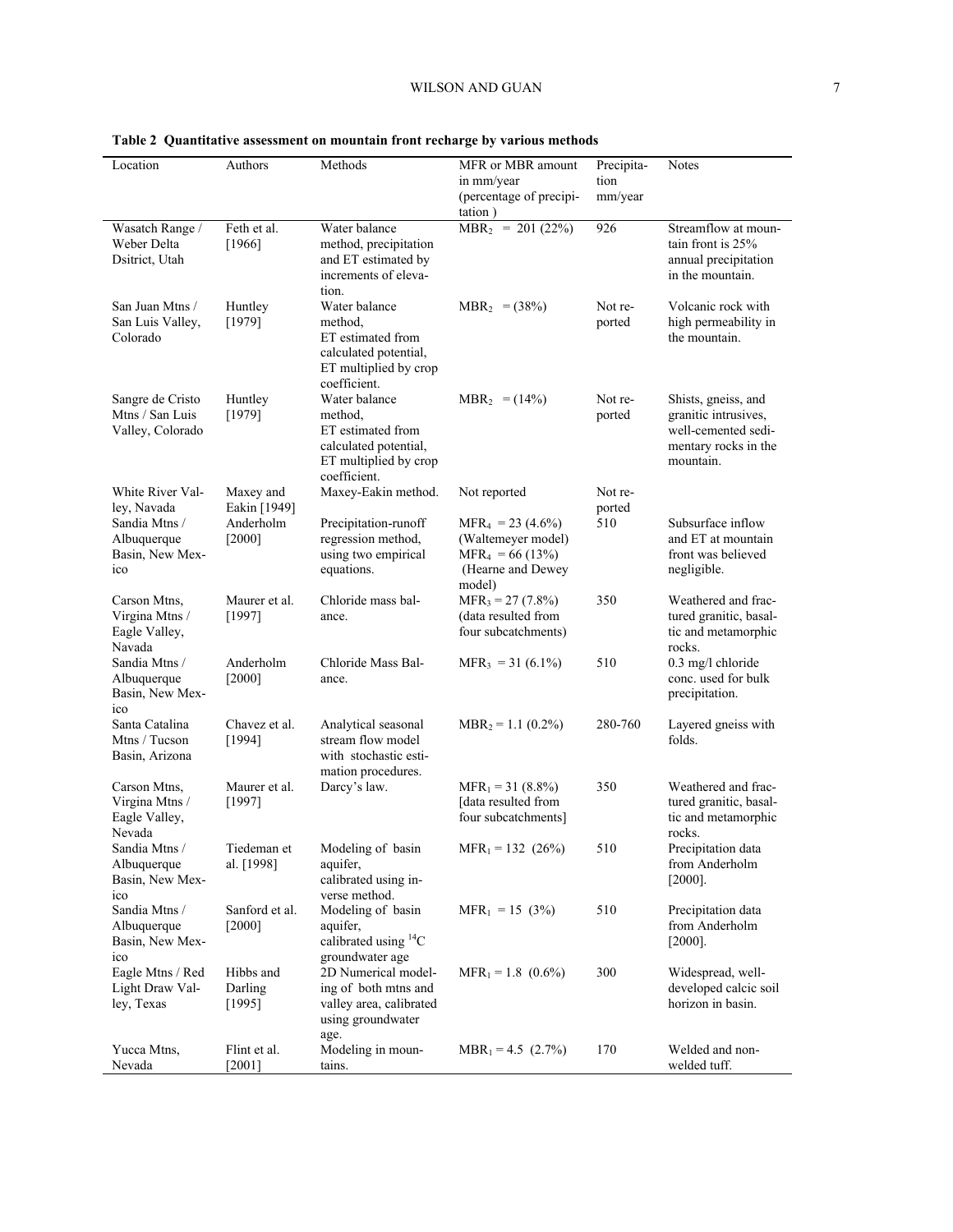**Table 2 Quantitative assessment on mountain front recharge by various methods**

| Location | Authors | Methods | MFR or MBR amount in mm/year (percentage of precipitation ) | Precipitation mm/year | Notes |
|---|---|---|---|---|---|
| Wasatch Range / Weber Delta Dsitrict, Utah | Feth et al. [1966] | Water balance method, precipitation and ET estimated by increments of elevation. | $MBR_2$ = 201 (22%) | 926 | Streamflow at mountain front is 25% annual precipitation in the mountain. |
| San Juan Mtns / San Luis Valley, Colorado | Huntley [1979] | Water balance method, ET estimated from calculated potential, ET multiplied by crop coefficient. | $MBR_2$ = (38%) | Not reported | Volcanic rock with high permeability in the mountain. |
| Sangre de Cristo Mtns / San Luis Valley, Colorado | Huntley [1979] | Water balance method, ET estimated from calculated potential, ET multiplied by crop coefficient. | $MBR_2$ = (14%) | Not reported | Shists, gneiss, and granitic intrusives, well-cemented sedimentary rocks in the mountain. |
| White River Valley, Nevada | Maxey and Eakin [1949] | Maxey-Eakin method. | Not reported | Not reported | |
| Sandia Mtns / Albuquerque Basin, New Mexico | Anderholm [2000] | Precipitation-runoff regression method, using two empirical equations. | $MFR_4$ = 23 (4.6%) (Waltemeyer model) $MFR_4$ = 66 (13%) (Hearne and Dewey model) | 510 | Subsurface inflow and ET at mountain front was believed negligible. |
| Carson Mtns, Virgina Mtns / Eagle Valley, Navada | Maurer et al. [1997] | Chloride mass balance. | $MFR_3$ = 27 (7.8%) (data resulted from four subcatchments) | 350 | Weathered and fractured granitic, basaltic and metamorphic rocks. |
| Sandia Mtns / Albuquerque Basin, New Mexico | Anderholm [2000] | Chloride Mass Balance. | $MFR_3$ = 31 (6.1%) | 510 | 0.3 mg/l chloride conc. used for bulk precipitation. |
| Santa Catalina Mtns / Tucson Basin, Arizona | Chavez et al. [1994] | Analytical seasonal stream flow model with stochastic estimation procedures. | $MBR_2$ = 1.1 (0.2%) | 280-760 | Layered gneiss with folds. |
| Carson Mtns, Virgina Mtns / Eagle Valley, Nevada | Maurer et al. [1997] | Darcy's law. | $MFR_1$ = 31 (8.8%) [data resulted from four subcatchments] | 350 | Weathered and fractured granitic, basaltic and metamorphic rocks. |
| Sandia Mtns / Albuquerque Basin, New Mexico | Tiedeman et al. [1998] | Modeling of basin aquifer, calibrated using inverse method. | $MFR_1$ = 132 (26%) | 510 | Precipitation data from Anderholm [2000]. |
| Sandia Mtns / Albuquerque Basin, New Mexico | Sanford et al. [2000] | Modeling of basin aquifer, calibrated using $^{14}C$ groundwater age | $MFR_1$ = 15 (3%) | 510 | Precipitation data from Anderholm [2000]. |
| Eagle Mtns / Red Light Draw Valley, Texas | Hibbs and Darling [1995] | 2D Numerical modeling of both mtns and valley area, calibrated using groundwater age. | $MFR_1$ = 1.8 (0.6%) | 300 | Widespread, well-developed calcic soil horizon in basin. |
| Yucca Mtns, Nevada | Flint et al. [2001] | Modeling in mountains. | $MBR_1$ = 4.5 (2.7%) | 170 | Welded and non-welded tuff. |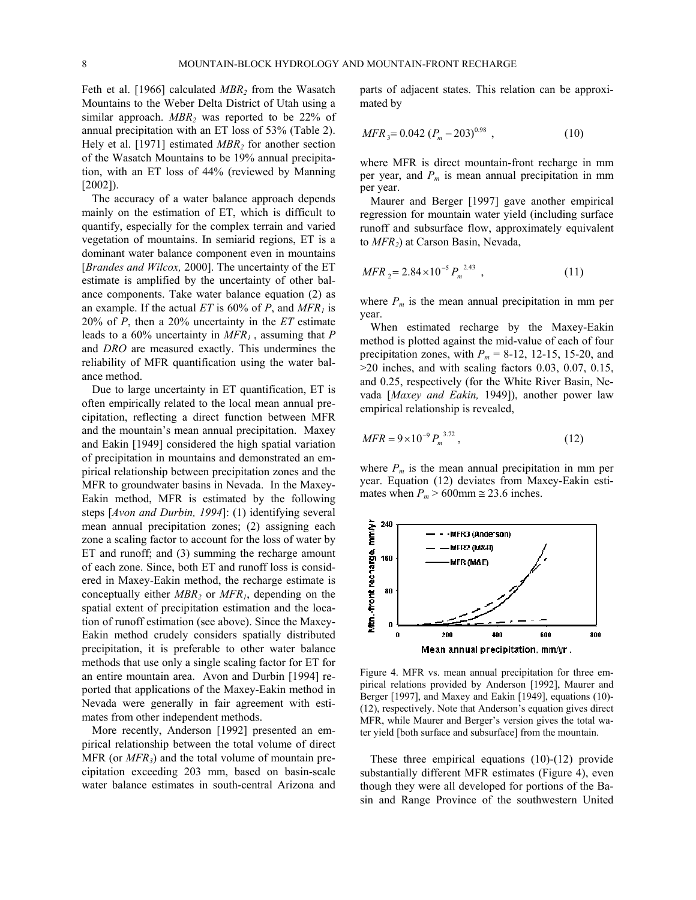Feth et al. [1966] calculated $MBR_2$ from the Wasatch Mountains to the Weber Delta District of Utah using a similar approach. $MBR_2$ was reported to be 22% of annual precipitation with an ET loss of 53% (Table 2). Hely et al. [1971] estimated $MBR_2$ for another section of the Wasatch Mountains to be 19% annual precipitation, with an ET loss of 44% (reviewed by Manning [2002]).

The accuracy of a water balance approach depends mainly on the estimation of ET, which is difficult to quantify, especially for the complex terrain and varied vegetation of mountains. In semiarid regions, ET is a dominant water balance component even in mountains [*Brandes and Wilcox,* 2000]. The uncertainty of the ET estimate is amplified by the uncertainty of other balance components. Take water balance equation (2) as an example. If the actual $ET$ is 60% of $P$, and $MFR_1$ is 20% of $P$, then a 20% uncertainty in the $ET$ estimate leads to a 60% uncertainty in $MFR_1$, assuming that $P$ and $DRO$ are measured exactly. This undermines the reliability of MFR quantification using the water balance method.

Due to large uncertainty in ET quantification, ET is often empirically related to the local mean annual precipitation, reflecting a direct function between MFR and the mountain's mean annual precipitation. Maxey and Eakin [1949] considered the high spatial variation of precipitation in mountains and demonstrated an empirical relationship between precipitation zones and the MFR to groundwater basins in Nevada. In the Maxey-Eakin method, MFR is estimated by the following steps [*Avon and Durbin, 1994*]: (1) identifying several mean annual precipitation zones; (2) assigning each zone a scaling factor to account for the loss of water by ET and runoff; and (3) summing the recharge amount of each zone. Since, both ET and runoff loss is considered in Maxey-Eakin method, the recharge estimate is conceptually either $MBR_2$ or $MFR_1$, depending on the spatial extent of precipitation estimation and the location of runoff estimation (see above). Since the Maxey-Eakin method crudely considers spatially distributed precipitation, it is preferable to other water balance methods that use only a single scaling factor for ET for an entire mountain area. Avon and Durbin [1994] reported that applications of the Maxey-Eakin method in Nevada were generally in fair agreement with estimates from other independent methods.

More recently, Anderson [1992] presented an empirical relationship between the total volume of direct MFR (or $MFR_3$) and the total volume of mountain precipitation exceeding 203 mm, based on basin-scale water balance estimates in south-central Arizona and parts of adjacent states. This relation can be approximated by

$$MFR_3 = 0.042\,(P_m - 203)^{0.98}\ , \tag{10}$$

where MFR is direct mountain-front recharge in mm per year, and $P_m$ is mean annual precipitation in mm per year.

Maurer and Berger [1997] gave another empirical regression for mountain water yield (including surface runoff and subsurface flow, approximately equivalent to $MFR_2$) at Carson Basin, Nevada,

$$MFR_2 = 2.84 \times 10^{-5}\,P_m^{\ 2.43}\ , \tag{11}$$

where $P_m$ is the mean annual precipitation in mm per year.

When estimated recharge by the Maxey-Eakin method is plotted against the mid-value of each of four precipitation zones, with $P_m$ = 8-12, 12-15, 15-20, and >20 inches, and with scaling factors 0.03, 0.07, 0.15, and 0.25, respectively (for the White River Basin, Nevada [*Maxey and Eakin,* 1949]), another power law empirical relationship is revealed,

$$MFR = 9 \times 10^{-9}\,P_m^{\ 3.72}\ , \tag{12}$$

where $P_m$ is the mean annual precipitation in mm per year. Equation (12) deviates from Maxey-Eakin estimates when $P_m$ > 600mm ≅ 23.6 inches.

Figure 4. MFR vs. mean annual precipitation for three empirical relations provided by Anderson [1992], Maurer and Berger [1997], and Maxey and Eakin [1949], equations (10)-(12), respectively. Note that Anderson's equation gives direct MFR, while Maurer and Berger's version gives the total water yield [both surface and subsurface] from the mountain.

These three empirical equations (10)-(12) provide substantially different MFR estimates (Figure 4), even though they were all developed for portions of the Basin and Range Province of the southwestern United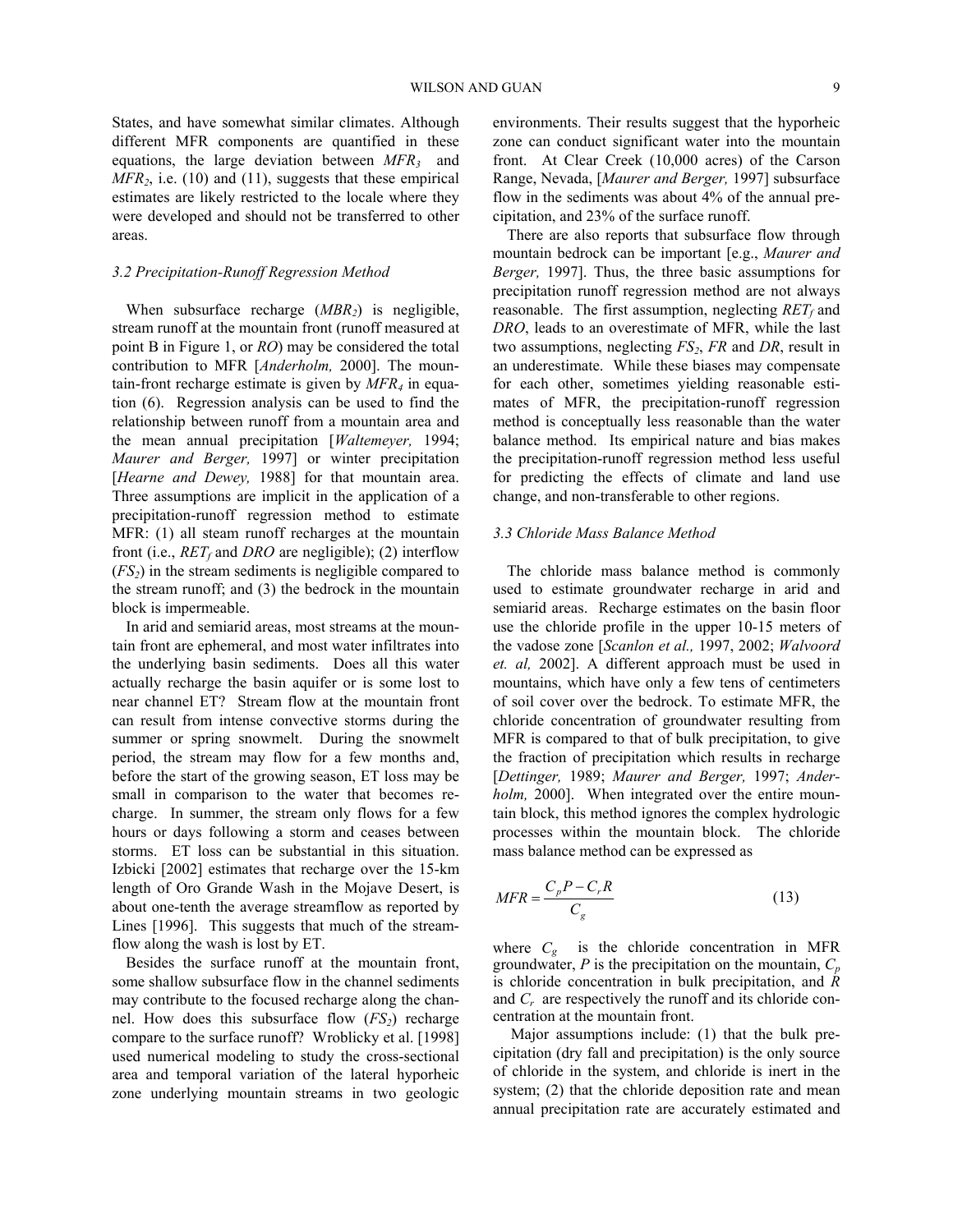States, and have somewhat similar climates. Although different MFR components are quantified in these equations, the large deviation between $MFR_3$ and $MFR_2$, i.e. (10) and (11), suggests that these empirical estimates are likely restricted to the locale where they were developed and should not be transferred to other areas.

### 3.2 Precipitation-Runoff Regression Method

When subsurface recharge ($MBR_2$) is negligible, stream runoff at the mountain front (runoff measured at point B in Figure 1, or $RO$) may be considered the total contribution to MFR [*Anderholm,* 2000]. The mountain-front recharge estimate is given by $MFR_4$ in equation (6). Regression analysis can be used to find the relationship between runoff from a mountain area and the mean annual precipitation [*Waltemeyer,* 1994; *Maurer and Berger,* 1997] or winter precipitation [*Hearne and Dewey,* 1988] for that mountain area. Three assumptions are implicit in the application of a precipitation-runoff regression method to estimate MFR: (1) all steam runoff recharges at the mountain front (i.e., $RET_f$ and $DRO$ are negligible); (2) interflow ($FS_2$) in the stream sediments is negligible compared to the stream runoff; and (3) the bedrock in the mountain block is impermeable.

In arid and semiarid areas, most streams at the mountain front are ephemeral, and most water infiltrates into the underlying basin sediments. Does all this water actually recharge the basin aquifer or is some lost to near channel ET? Stream flow at the mountain front can result from intense convective storms during the summer or spring snowmelt. During the snowmelt period, the stream may flow for a few months and, before the start of the growing season, ET loss may be small in comparison to the water that becomes recharge. In summer, the stream only flows for a few hours or days following a storm and ceases between storms. ET loss can be substantial in this situation. Izbicki [2002] estimates that recharge over the 15-km length of Oro Grande Wash in the Mojave Desert, is about one-tenth the average streamflow as reported by Lines [1996]. This suggests that much of the streamflow along the wash is lost by ET.

Besides the surface runoff at the mountain front, some shallow subsurface flow in the channel sediments may contribute to the focused recharge along the channel. How does this subsurface flow ($FS_2$) recharge compare to the surface runoff? Wroblicky et al. [1998] used numerical modeling to study the cross-sectional area and temporal variation of the lateral hyporheic zone underlying mountain streams in two geologic environments. Their results suggest that the hyporheic zone can conduct significant water into the mountain front. At Clear Creek (10,000 acres) of the Carson Range, Nevada, [*Maurer and Berger,* 1997] subsurface flow in the sediments was about 4% of the annual precipitation, and 23% of the surface runoff.

There are also reports that subsurface flow through mountain bedrock can be important [e.g., *Maurer and Berger,* 1997]. Thus, the three basic assumptions for precipitation runoff regression method are not always reasonable. The first assumption, neglecting $RET_f$ and $DRO$, leads to an overestimate of MFR, while the last two assumptions, neglecting $FS_2$, $FR$ and $DR$, result in an underestimate. While these biases may compensate for each other, sometimes yielding reasonable estimates of MFR, the precipitation-runoff regression method is conceptually less reasonable than the water balance method. Its empirical nature and bias makes the precipitation-runoff regression method less useful for predicting the effects of climate and land use change, and non-transferable to other regions.

### 3.3 Chloride Mass Balance Method

The chloride mass balance method is commonly used to estimate groundwater recharge in arid and semiarid areas. Recharge estimates on the basin floor use the chloride profile in the upper 10-15 meters of the vadose zone [*Scanlon et al.,* 1997, 2002; *Walvoord et. al,* 2002]. A different approach must be used in mountains, which have only a few tens of centimeters of soil cover over the bedrock. To estimate MFR, the chloride concentration of groundwater resulting from MFR is compared to that of bulk precipitation, to give the fraction of precipitation which results in recharge [*Dettinger,* 1989; *Maurer and Berger,* 1997; *Anderholm,* 2000]. When integrated over the entire mountain block, this method ignores the complex hydrologic processes within the mountain block. The chloride mass balance method can be expressed as

$$MFR = \frac{C_p P - C_r R}{C_g} \tag{13}$$

where $C_g$ is the chloride concentration in MFR groundwater, $P$ is the precipitation on the mountain, $C_p$ is chloride concentration in bulk precipitation, and $R$ and $C_r$ are respectively the runoff and its chloride concentration at the mountain front.

Major assumptions include: (1) that the bulk precipitation (dry fall and precipitation) is the only source of chloride in the system, and chloride is inert in the system; (2) that the chloride deposition rate and mean annual precipitation rate are accurately estimated and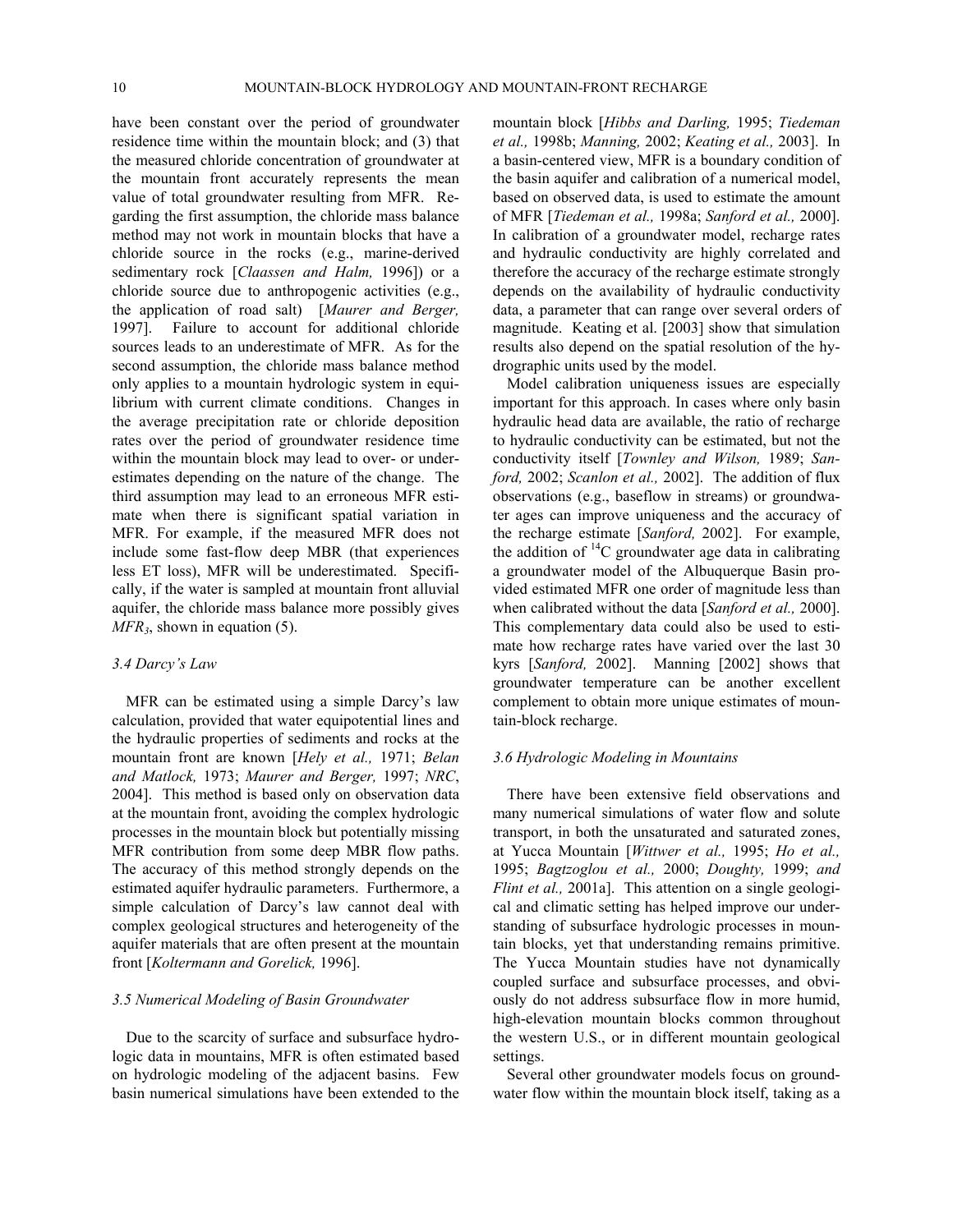have been constant over the period of groundwater residence time within the mountain block; and (3) that the measured chloride concentration of groundwater at the mountain front accurately represents the mean value of total groundwater resulting from MFR. Regarding the first assumption, the chloride mass balance method may not work in mountain blocks that have a chloride source in the rocks (e.g., marine-derived sedimentary rock [*Claassen and Halm,* 1996]) or a chloride source due to anthropogenic activities (e.g., the application of road salt) [*Maurer and Berger,* 1997]. Failure to account for additional chloride sources leads to an underestimate of MFR. As for the second assumption, the chloride mass balance method only applies to a mountain hydrologic system in equilibrium with current climate conditions. Changes in the average precipitation rate or chloride deposition rates over the period of groundwater residence time within the mountain block may lead to over- or underestimates depending on the nature of the change. The third assumption may lead to an erroneous MFR estimate when there is significant spatial variation in MFR. For example, if the measured MFR does not include some fast-flow deep MBR (that experiences less ET loss), MFR will be underestimated. Specifically, if the water is sampled at mountain front alluvial aquifer, the chloride mass balance more possibly gives $MFR_3$, shown in equation (5).

### 3.4 Darcy's Law

MFR can be estimated using a simple Darcy's law calculation, provided that water equipotential lines and the hydraulic properties of sediments and rocks at the mountain front are known [*Hely et al.,* 1971; *Belan and Matlock,* 1973; *Maurer and Berger,* 1997; *NRC*, 2004]. This method is based only on observation data at the mountain front, avoiding the complex hydrologic processes in the mountain block but potentially missing MFR contribution from some deep MBR flow paths. The accuracy of this method strongly depends on the estimated aquifer hydraulic parameters. Furthermore, a simple calculation of Darcy's law cannot deal with complex geological structures and heterogeneity of the aquifer materials that are often present at the mountain front [*Koltermann and Gorelick,* 1996].

### 3.5 Numerical Modeling of Basin Groundwater

Due to the scarcity of surface and subsurface hydrologic data in mountains, MFR is often estimated based on hydrologic modeling of the adjacent basins. Few basin numerical simulations have been extended to the mountain block [*Hibbs and Darling,* 1995; *Tiedeman et al.,* 1998b; *Manning,* 2002; *Keating et al.,* 2003]. In a basin-centered view, MFR is a boundary condition of the basin aquifer and calibration of a numerical model, based on observed data, is used to estimate the amount of MFR [*Tiedeman et al.,* 1998a; *Sanford et al.,* 2000]. In calibration of a groundwater model, recharge rates and hydraulic conductivity are highly correlated and therefore the accuracy of the recharge estimate strongly depends on the availability of hydraulic conductivity data, a parameter that can range over several orders of magnitude. Keating et al. [2003] show that simulation results also depend on the spatial resolution of the hydrographic units used by the model.

Model calibration uniqueness issues are especially important for this approach. In cases where only basin hydraulic head data are available, the ratio of recharge to hydraulic conductivity can be estimated, but not the conductivity itself [*Townley and Wilson,* 1989; *Sanford,* 2002; *Scanlon et al.,* 2002]. The addition of flux observations (e.g., baseflow in streams) or groundwater ages can improve uniqueness and the accuracy of the recharge estimate [*Sanford,* 2002]. For example, the addition of $^{14}C$ groundwater age data in calibrating a groundwater model of the Albuquerque Basin provided estimated MFR one order of magnitude less than when calibrated without the data [*Sanford et al.,* 2000]. This complementary data could also be used to estimate how recharge rates have varied over the last 30 kyrs [*Sanford,* 2002]. Manning [2002] shows that groundwater temperature can be another excellent complement to obtain more unique estimates of mountain-block recharge.

### 3.6 Hydrologic Modeling in Mountains

There have been extensive field observations and many numerical simulations of water flow and solute transport, in both the unsaturated and saturated zones, at Yucca Mountain [*Wittwer et al.,* 1995; *Ho et al.,* 1995; *Bagtzoglou et al.,* 2000; *Doughty,* 1999; *and Flint et al.,* 2001a]. This attention on a single geological and climatic setting has helped improve our understanding of subsurface hydrologic processes in mountain blocks, yet that understanding remains primitive. The Yucca Mountain studies have not dynamically coupled surface and subsurface processes, and obviously do not address subsurface flow in more humid, high-elevation mountain blocks common throughout the western U.S., or in different mountain geological settings.

Several other groundwater models focus on groundwater flow within the mountain block itself, taking as a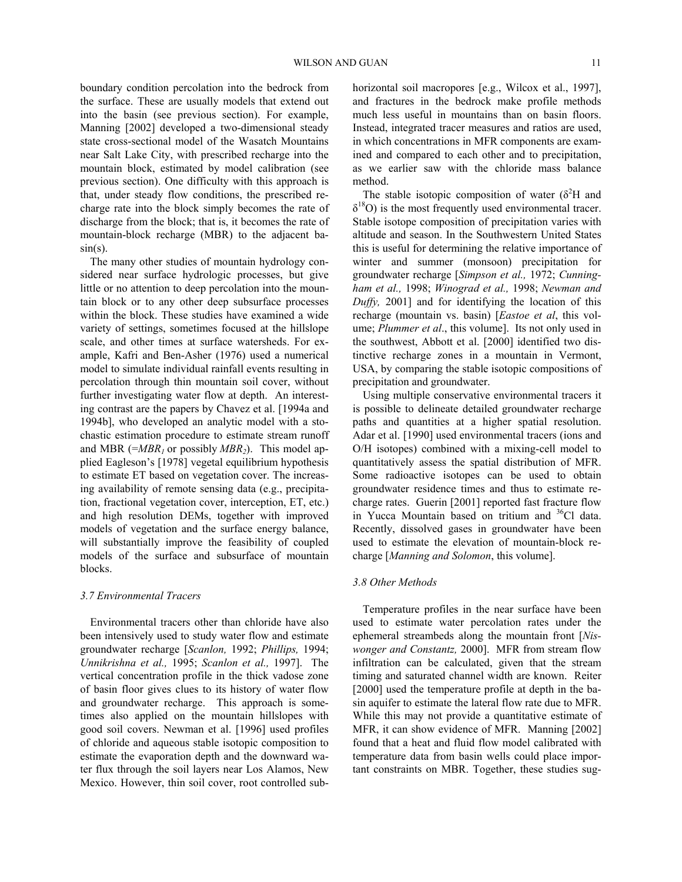boundary condition percolation into the bedrock from the surface. These are usually models that extend out into the basin (see previous section). For example, Manning [2002] developed a two-dimensional steady state cross-sectional model of the Wasatch Mountains near Salt Lake City, with prescribed recharge into the mountain block, estimated by model calibration (see previous section). One difficulty with this approach is that, under steady flow conditions, the prescribed recharge rate into the block simply becomes the rate of discharge from the block; that is, it becomes the rate of mountain-block recharge (MBR) to the adjacent basin(s).

The many other studies of mountain hydrology considered near surface hydrologic processes, but give little or no attention to deep percolation into the mountain block or to any other deep subsurface processes within the block. These studies have examined a wide variety of settings, sometimes focused at the hillslope scale, and other times at surface watersheds. For example, Kafri and Ben-Asher (1976) used a numerical model to simulate individual rainfall events resulting in percolation through thin mountain soil cover, without further investigating water flow at depth. An interesting contrast are the papers by Chavez et al. [1994a and 1994b], who developed an analytic model with a stochastic estimation procedure to estimate stream runoff and MBR (=$MBR_1$ or possibly $MBR_2$). This model applied Eagleson's [1978] vegetal equilibrium hypothesis to estimate ET based on vegetation cover. The increasing availability of remote sensing data (e.g., precipitation, fractional vegetation cover, interception, ET, etc.) and high resolution DEMs, together with improved models of vegetation and the surface energy balance, will substantially improve the feasibility of coupled models of the surface and subsurface of mountain blocks.

### 3.7 Environmental Tracers

Environmental tracers other than chloride have also been intensively used to study water flow and estimate groundwater recharge [*Scanlon,* 1992; *Phillips,* 1994; *Unnikrishna et al.,* 1995; *Scanlon et al.,* 1997]. The vertical concentration profile in the thick vadose zone of basin floor gives clues to its history of water flow and groundwater recharge. This approach is sometimes also applied on the mountain hillslopes with good soil covers. Newman et al. [1996] used profiles of chloride and aqueous stable isotopic composition to estimate the evaporation depth and the downward water flux through the soil layers near Los Alamos, New Mexico. However, thin soil cover, root controlled sub-horizontal soil macropores [e.g., Wilcox et al., 1997], and fractures in the bedrock make profile methods much less useful in mountains than on basin floors. Instead, integrated tracer measures and ratios are used, in which concentrations in MFR components are examined and compared to each other and to precipitation, as we earlier saw with the chloride mass balance method.

The stable isotopic composition of water ($\delta^2$H and $\delta^{18}$O) is the most frequently used environmental tracer. Stable isotope composition of precipitation varies with altitude and season. In the Southwestern United States this is useful for determining the relative importance of winter and summer (monsoon) precipitation for groundwater recharge [*Simpson et al.,* 1972; *Cunningham et al.,* 1998; *Winograd et al.,* 1998; *Newman and Duffy,* 2001] and for identifying the location of this recharge (mountain vs. basin) [*Eastoe et al*, this volume; *Plummer et al*., this volume]. Its not only used in the southwest, Abbott et al. [2000] identified two distinctive recharge zones in a mountain in Vermont, USA, by comparing the stable isotopic compositions of precipitation and groundwater.

Using multiple conservative environmental tracers it is possible to delineate detailed groundwater recharge paths and quantities at a higher spatial resolution. Adar et al. [1990] used environmental tracers (ions and O/H isotopes) combined with a mixing-cell model to quantitatively assess the spatial distribution of MFR. Some radioactive isotopes can be used to obtain groundwater residence times and thus to estimate recharge rates. Guerin [2001] reported fast fracture flow in Yucca Mountain based on tritium and $^{36}$Cl data. Recently, dissolved gases in groundwater have been used to estimate the elevation of mountain-block recharge [*Manning and Solomon*, this volume].

### 3.8 Other Methods

Temperature profiles in the near surface have been used to estimate water percolation rates under the ephemeral streambeds along the mountain front [*Niswonger and Constantz,* 2000]. MFR from stream flow infiltration can be calculated, given that the stream timing and saturated channel width are known. Reiter [2000] used the temperature profile at depth in the basin aquifer to estimate the lateral flow rate due to MFR. While this may not provide a quantitative estimate of MFR, it can show evidence of MFR. Manning [2002] found that a heat and fluid flow model calibrated with temperature data from basin wells could place important constraints on MBR. Together, these studies sug-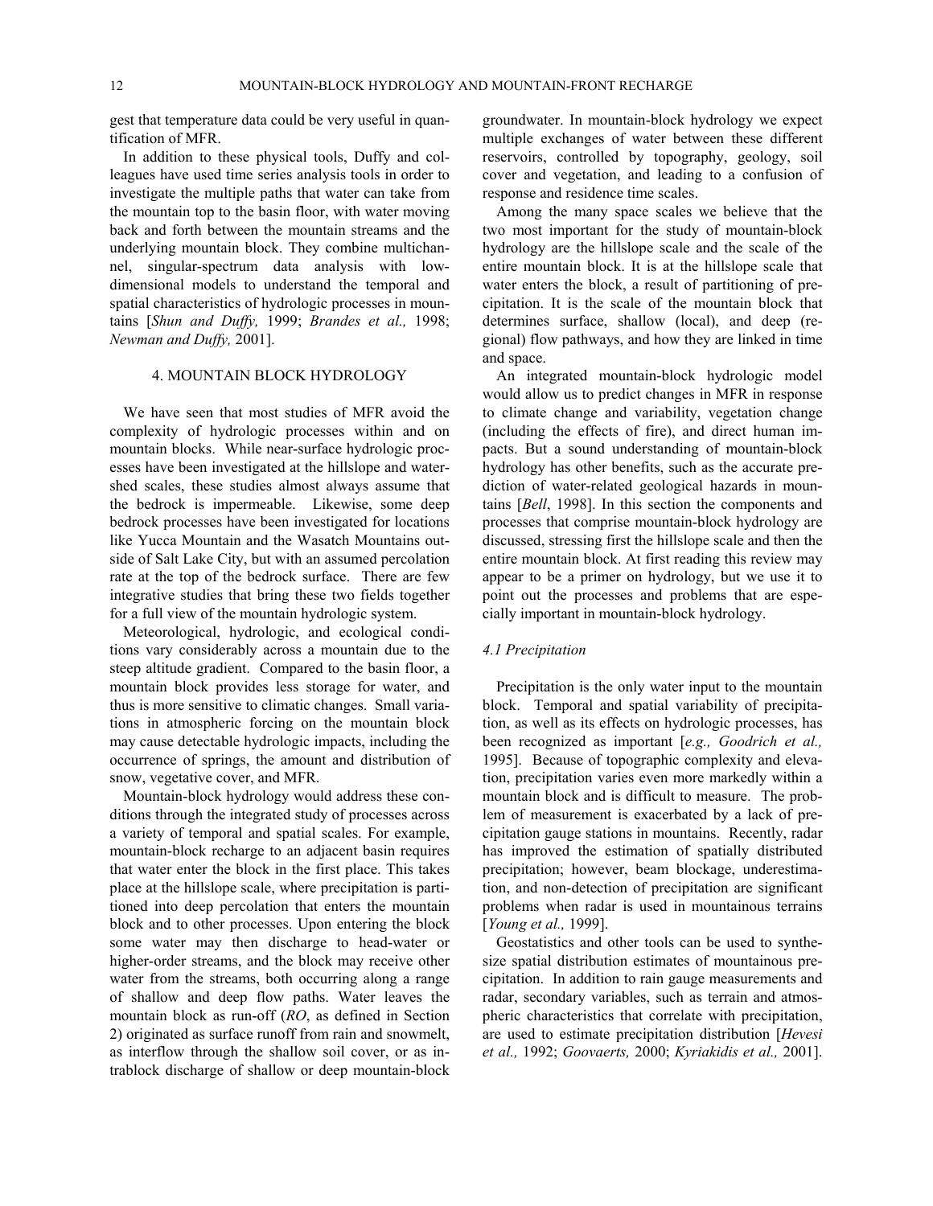gest that temperature data could be very useful in quantification of MFR.

In addition to these physical tools, Duffy and colleagues have used time series analysis tools in order to investigate the multiple paths that water can take from the mountain top to the basin floor, with water moving back and forth between the mountain streams and the underlying mountain block. They combine multichannel, singular-spectrum data analysis with low-dimensional models to understand the temporal and spatial characteristics of hydrologic processes in mountains [*Shun and Duffy,* 1999; *Brandes et al.,* 1998; *Newman and Duffy,* 2001].

## 4. MOUNTAIN BLOCK HYDROLOGY

We have seen that most studies of MFR avoid the complexity of hydrologic processes within and on mountain blocks. While near-surface hydrologic processes have been investigated at the hillslope and watershed scales, these studies almost always assume that the bedrock is impermeable. Likewise, some deep bedrock processes have been investigated for locations like Yucca Mountain and the Wasatch Mountains outside of Salt Lake City, but with an assumed percolation rate at the top of the bedrock surface. There are few integrative studies that bring these two fields together for a full view of the mountain hydrologic system.

Meteorological, hydrologic, and ecological conditions vary considerably across a mountain due to the steep altitude gradient. Compared to the basin floor, a mountain block provides less storage for water, and thus is more sensitive to climatic changes. Small variations in atmospheric forcing on the mountain block may cause detectable hydrologic impacts, including the occurrence of springs, the amount and distribution of snow, vegetative cover, and MFR.

Mountain-block hydrology would address these conditions through the integrated study of processes across a variety of temporal and spatial scales. For example, mountain-block recharge to an adjacent basin requires that water enter the block in the first place. This takes place at the hillslope scale, where precipitation is partitioned into deep percolation that enters the mountain block and to other processes. Upon entering the block some water may then discharge to head-water or higher-order streams, and the block may receive other water from the streams, both occurring along a range of shallow and deep flow paths. Water leaves the mountain block as run-off (*RO*, as defined in Section 2) originated as surface runoff from rain and snowmelt, as interflow through the shallow soil cover, or as intrablock discharge of shallow or deep mountain-block groundwater. In mountain-block hydrology we expect multiple exchanges of water between these different reservoirs, controlled by topography, geology, soil cover and vegetation, and leading to a confusion of response and residence time scales.

Among the many space scales we believe that the two most important for the study of mountain-block hydrology are the hillslope scale and the scale of the entire mountain block. It is at the hillslope scale that water enters the block, a result of partitioning of precipitation. It is the scale of the mountain block that determines surface, shallow (local), and deep (regional) flow pathways, and how they are linked in time and space.

An integrated mountain-block hydrologic model would allow us to predict changes in MFR in response to climate change and variability, vegetation change (including the effects of fire), and direct human impacts. But a sound understanding of mountain-block hydrology has other benefits, such as the accurate prediction of water-related geological hazards in mountains [*Bell*, 1998]. In this section the components and processes that comprise mountain-block hydrology are discussed, stressing first the hillslope scale and then the entire mountain block. At first reading this review may appear to be a primer on hydrology, but we use it to point out the processes and problems that are especially important in mountain-block hydrology.

### *4.1 Precipitation*

Precipitation is the only water input to the mountain block. Temporal and spatial variability of precipitation, as well as its effects on hydrologic processes, has been recognized as important [*e.g., Goodrich et al.,* 1995]. Because of topographic complexity and elevation, precipitation varies even more markedly within a mountain block and is difficult to measure. The problem of measurement is exacerbated by a lack of precipitation gauge stations in mountains. Recently, radar has improved the estimation of spatially distributed precipitation; however, beam blockage, underestimation, and non-detection of precipitation are significant problems when radar is used in mountainous terrains [*Young et al.,* 1999].

Geostatistics and other tools can be used to synthesize spatial distribution estimates of mountainous precipitation. In addition to rain gauge measurements and radar, secondary variables, such as terrain and atmospheric characteristics that correlate with precipitation, are used to estimate precipitation distribution [*Hevesi et al.,* 1992; *Goovaerts,* 2000; *Kyriakidis et al.,* 2001].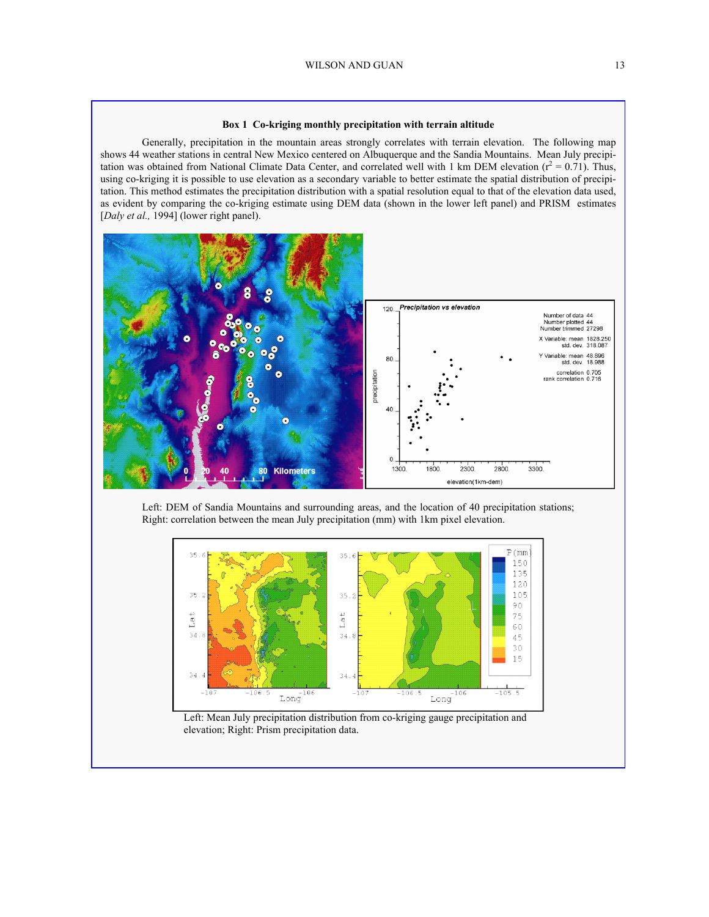### Box 1 Co-kriging monthly precipitation with terrain altitude

Generally, precipitation in the mountain areas strongly correlates with terrain elevation. The following map shows 44 weather stations in central New Mexico centered on Albuquerque and the Sandia Mountains. Mean July precipitation was obtained from National Climate Data Center, and correlated well with 1 km DEM elevation ($r^2 = 0.71$). Thus, using co-kriging it is possible to use elevation as a secondary variable to better estimate the spatial distribution of precipitation. This method estimates the precipitation distribution with a spatial resolution equal to that of the elevation data used, as evident by comparing the co-kriging estimate using DEM data (shown in the lower left panel) and PRISM estimates [*Daly et al.,* 1994] (lower right panel).

Left: DEM of Sandia Mountains and surrounding areas, and the location of 40 precipitation stations; Right: correlation between the mean July precipitation (mm) with 1km pixel elevation.

Left: Mean July precipitation distribution from co-kriging gauge precipitation and elevation; Right: Prism precipitation data.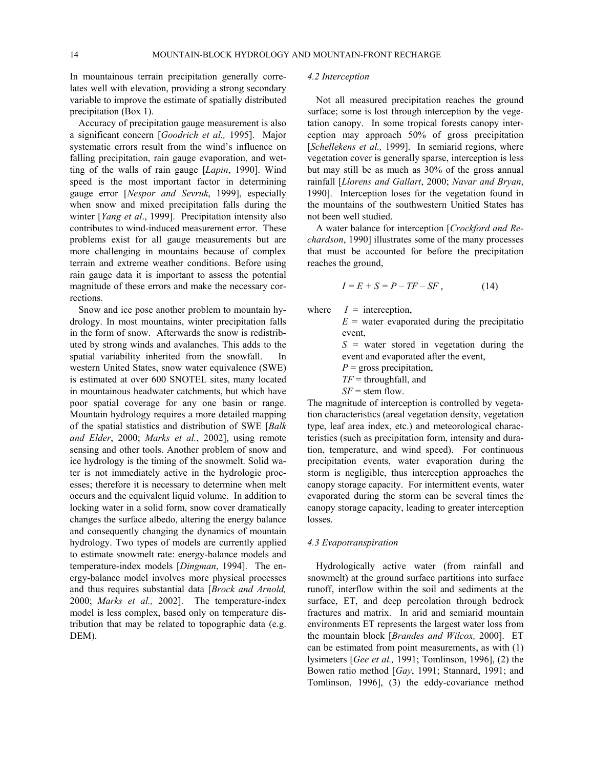In mountainous terrain precipitation generally correlates well with elevation, providing a strong secondary variable to improve the estimate of spatially distributed precipitation (Box 1).

Accuracy of precipitation gauge measurement is also a significant concern [*Goodrich et al.,* 1995]. Major systematic errors result from the wind's influence on falling precipitation, rain gauge evaporation, and wetting of the walls of rain gauge [*Lapin*, 1990]. Wind speed is the most important factor in determining gauge error [*Nespor and Sevruk*, 1999], especially when snow and mixed precipitation falls during the winter [*Yang et al*., 1999]. Precipitation intensity also contributes to wind-induced measurement error. These problems exist for all gauge measurements but are more challenging in mountains because of complex terrain and extreme weather conditions. Before using rain gauge data it is important to assess the potential magnitude of these errors and make the necessary corrections.

Snow and ice pose another problem to mountain hydrology. In most mountains, winter precipitation falls in the form of snow. Afterwards the snow is redistributed by strong winds and avalanches. This adds to the spatial variability inherited from the snowfall. In western United States, snow water equivalence (SWE) is estimated at over 600 SNOTEL sites, many located in mountainous headwater catchments, but which have poor spatial coverage for any one basin or range. Mountain hydrology requires a more detailed mapping of the spatial statistics and distribution of SWE [*Balk and Elder*, 2000; *Marks et al.*, 2002], using remote sensing and other tools. Another problem of snow and ice hydrology is the timing of the snowmelt. Solid water is not immediately active in the hydrologic processes; therefore it is necessary to determine when melt occurs and the equivalent liquid volume. In addition to locking water in a solid form, snow cover dramatically changes the surface albedo, altering the energy balance and consequently changing the dynamics of mountain hydrology. Two types of models are currently applied to estimate snowmelt rate: energy-balance models and temperature-index models [*Dingman*, 1994]. The energy-balance model involves more physical processes and thus requires substantial data [*Brock and Arnold,* 2000; *Marks et al.,* 2002]. The temperature-index model is less complex, based only on temperature distribution that may be related to topographic data (e.g. DEM).

### *4.2 Interception*

Not all measured precipitation reaches the ground surface; some is lost through interception by the vegetation canopy. In some tropical forests canopy interception may approach 50% of gross precipitation [*Schellekens et al.,* 1999]. In semiarid regions, where vegetation cover is generally sparse, interception is less but may still be as much as 30% of the gross annual rainfall [*Llorens and Gallart*, 2000; *Navar and Bryan*, 1990]. Interception loses for the vegetation found in the mountains of the southwestern Unitied States has not been well studied.

A water balance for interception [*Crockford and Rechardson*, 1990] illustrates some of the many processes that must be accounted for before the precipitation reaches the ground,

$$I = E + S = P - TF - SF \,, \qquad (14)$$

where $I$ = interception,
$E$ = water evaporated during the precipitatio event,
$S$ = water stored in vegetation during the event and evaporated after the event,
$P$ = gross precipitation,
$TF$ = throughfall, and
$SF$ = stem flow.

The magnitude of interception is controlled by vegetation characteristics (areal vegetation density, vegetation type, leaf area index, etc.) and meteorological characteristics (such as precipitation form, intensity and duration, temperature, and wind speed). For continuous precipitation events, water evaporation during the storm is negligible, thus interception approaches the canopy storage capacity. For intermittent events, water evaporated during the storm can be several times the canopy storage capacity, leading to greater interception losses.

### *4.3 Evapotranspiration*

Hydrologically active water (from rainfall and snowmelt) at the ground surface partitions into surface runoff, interflow within the soil and sediments at the surface, ET, and deep percolation through bedrock fractures and matrix. In arid and semiarid mountain environments ET represents the largest water loss from the mountain block [*Brandes and Wilcox,* 2000]. ET can be estimated from point measurements, as with (1) lysimeters [*Gee et al.,* 1991; Tomlinson, 1996], (2) the Bowen ratio method [*Gay*, 1991; Stannard, 1991; and Tomlinson, 1996], (3) the eddy-covariance method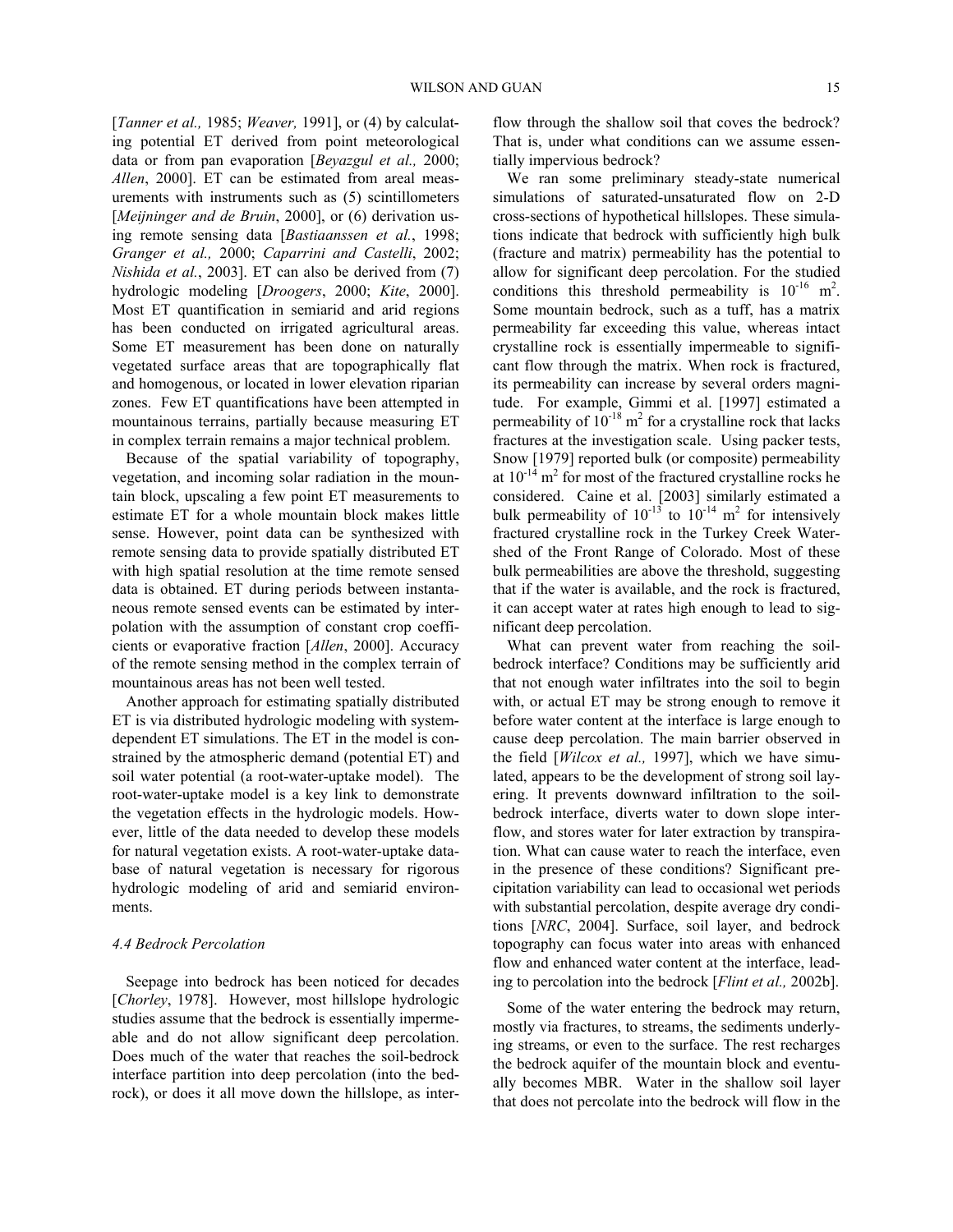[*Tanner et al.,* 1985; *Weaver,* 1991], or (4) by calculating potential ET derived from point meteorological data or from pan evaporation [*Beyazgul et al.,* 2000; *Allen*, 2000]. ET can be estimated from areal measurements with instruments such as (5) scintillometers [*Meijninger and de Bruin*, 2000], or (6) derivation using remote sensing data [*Bastiaanssen et al.*, 1998; *Granger et al.,* 2000; *Caparrini and Castelli*, 2002; *Nishida et al.*, 2003]. ET can also be derived from (7) hydrologic modeling [*Droogers*, 2000; *Kite*, 2000]. Most ET quantification in semiarid and arid regions has been conducted on irrigated agricultural areas. Some ET measurement has been done on naturally vegetated surface areas that are topographically flat and homogenous, or located in lower elevation riparian zones. Few ET quantifications have been attempted in mountainous terrains, partially because measuring ET in complex terrain remains a major technical problem.

Because of the spatial variability of topography, vegetation, and incoming solar radiation in the mountain block, upscaling a few point ET measurements to estimate ET for a whole mountain block makes little sense. However, point data can be synthesized with remote sensing data to provide spatially distributed ET with high spatial resolution at the time remote sensed data is obtained. ET during periods between instantaneous remote sensed events can be estimated by interpolation with the assumption of constant crop coefficients or evaporative fraction [*Allen*, 2000]. Accuracy of the remote sensing method in the complex terrain of mountainous areas has not been well tested.

Another approach for estimating spatially distributed ET is via distributed hydrologic modeling with system-dependent ET simulations. The ET in the model is constrained by the atmospheric demand (potential ET) and soil water potential (a root-water-uptake model). The root-water-uptake model is a key link to demonstrate the vegetation effects in the hydrologic models. However, little of the data needed to develop these models for natural vegetation exists. A root-water-uptake database of natural vegetation is necessary for rigorous hydrologic modeling of arid and semiarid environments.

### *4.4 Bedrock Percolation*

Seepage into bedrock has been noticed for decades [*Chorley*, 1978]. However, most hillslope hydrologic studies assume that the bedrock is essentially impermeable and do not allow significant deep percolation. Does much of the water that reaches the soil-bedrock interface partition into deep percolation (into the bedrock), or does it all move down the hillslope, as interflow through the shallow soil that coves the bedrock? That is, under what conditions can we assume essentially impervious bedrock?

We ran some preliminary steady-state numerical simulations of saturated-unsaturated flow on 2-D cross-sections of hypothetical hillslopes. These simulations indicate that bedrock with sufficiently high bulk (fracture and matrix) permeability has the potential to allow for significant deep percolation. For the studied conditions this threshold permeability is $10^{-16}$ m$^2$. Some mountain bedrock, such as a tuff, has a matrix permeability far exceeding this value, whereas intact crystalline rock is essentially impermeable to significant flow through the matrix. When rock is fractured, its permeability can increase by several orders magnitude. For example, Gimmi et al. [1997] estimated a permeability of $10^{-18}$ m$^2$ for a crystalline rock that lacks fractures at the investigation scale. Using packer tests, Snow [1979] reported bulk (or composite) permeability at $10^{-14}$ m$^2$ for most of the fractured crystalline rocks he considered. Caine et al. [2003] similarly estimated a bulk permeability of $10^{-13}$ to $10^{-14}$ m$^2$ for intensively fractured crystalline rock in the Turkey Creek Watershed of the Front Range of Colorado. Most of these bulk permeabilities are above the threshold, suggesting that if the water is available, and the rock is fractured, it can accept water at rates high enough to lead to significant deep percolation.

What can prevent water from reaching the soil-bedrock interface? Conditions may be sufficiently arid that not enough water infiltrates into the soil to begin with, or actual ET may be strong enough to remove it before water content at the interface is large enough to cause deep percolation. The main barrier observed in the field [*Wilcox et al.,* 1997], which we have simulated, appears to be the development of strong soil layering. It prevents downward infiltration to the soil-bedrock interface, diverts water to down slope interflow, and stores water for later extraction by transpiration. What can cause water to reach the interface, even in the presence of these conditions? Significant precipitation variability can lead to occasional wet periods with substantial percolation, despite average dry conditions [*NRC*, 2004]. Surface, soil layer, and bedrock topography can focus water into areas with enhanced flow and enhanced water content at the interface, leading to percolation into the bedrock [*Flint et al.,* 2002b].

Some of the water entering the bedrock may return, mostly via fractures, to streams, the sediments underlying streams, or even to the surface. The rest recharges the bedrock aquifer of the mountain block and eventually becomes MBR. Water in the shallow soil layer that does not percolate into the bedrock will flow in the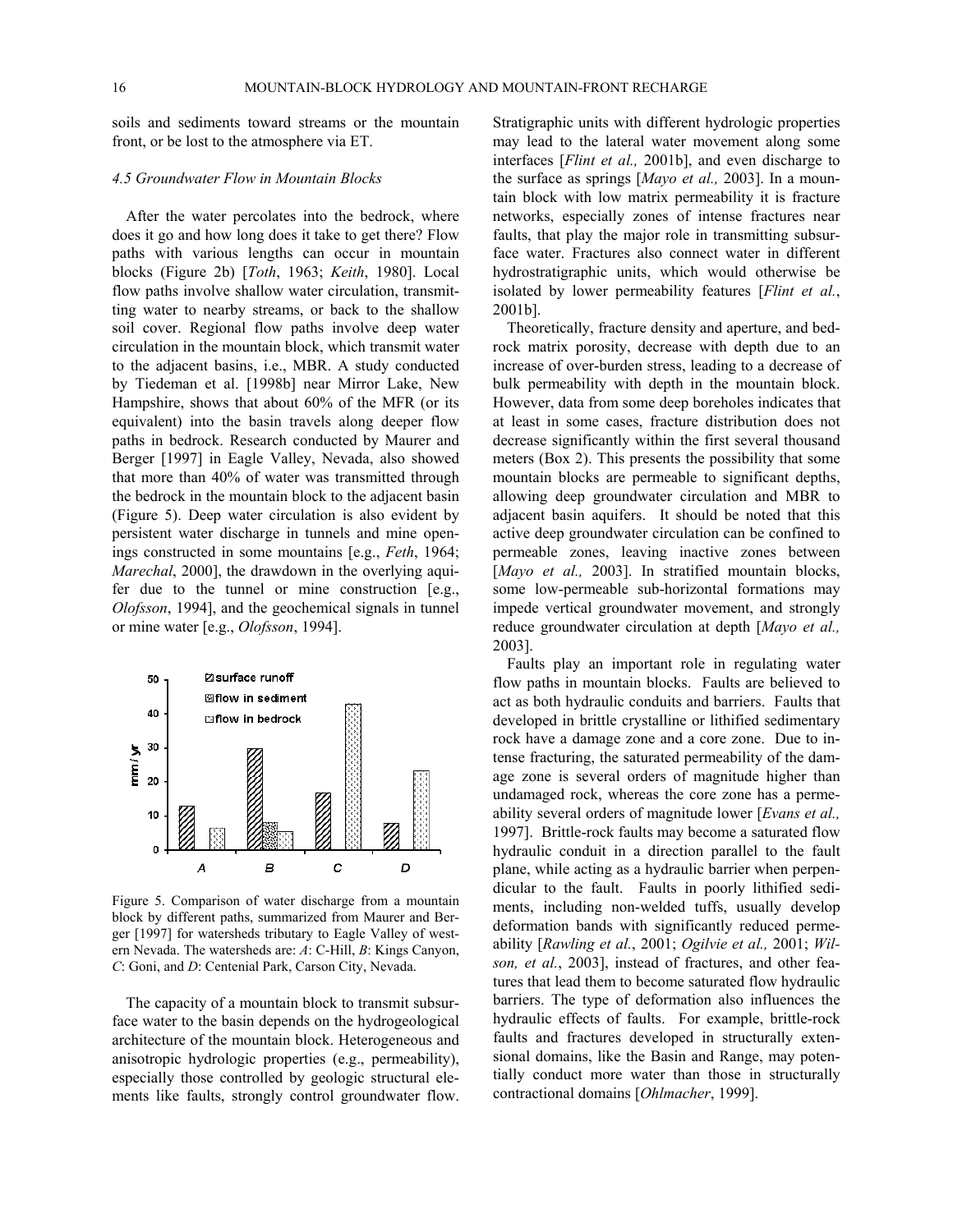soils and sediments toward streams or the mountain front, or be lost to the atmosphere via ET.

### 4.5 Groundwater Flow in Mountain Blocks

After the water percolates into the bedrock, where does it go and how long does it take to get there? Flow paths with various lengths can occur in mountain blocks (Figure 2b) [*Toth*, 1963; *Keith*, 1980]. Local flow paths involve shallow water circulation, transmitting water to nearby streams, or back to the shallow soil cover. Regional flow paths involve deep water circulation in the mountain block, which transmit water to the adjacent basins, i.e., MBR. A study conducted by Tiedeman et al. [1998b] near Mirror Lake, New Hampshire, shows that about 60% of the MFR (or its equivalent) into the basin travels along deeper flow paths in bedrock. Research conducted by Maurer and Berger [1997] in Eagle Valley, Nevada, also showed that more than 40% of water was transmitted through the bedrock in the mountain block to the adjacent basin (Figure 5). Deep water circulation is also evident by persistent water discharge in tunnels and mine openings constructed in some mountains [e.g., *Feth*, 1964; *Marechal*, 2000], the drawdown in the overlying aquifer due to the tunnel or mine construction [e.g., *Olofsson*, 1994], and the geochemical signals in tunnel or mine water [e.g., *Olofsson*, 1994].

Figure 5. Comparison of water discharge from a mountain block by different paths, summarized from Maurer and Berger [1997] for watersheds tributary to Eagle Valley of western Nevada. The watersheds are: *A*: C-Hill, *B*: Kings Canyon, *C*: Goni, and *D*: Centenial Park, Carson City, Nevada.

The capacity of a mountain block to transmit subsurface water to the basin depends on the hydrogeological architecture of the mountain block. Heterogeneous and anisotropic hydrologic properties (e.g., permeability), especially those controlled by geologic structural elements like faults, strongly control groundwater flow. Stratigraphic units with different hydrologic properties may lead to the lateral water movement along some interfaces [*Flint et al.,* 2001b], and even discharge to the surface as springs [*Mayo et al.,* 2003]. In a mountain block with low matrix permeability it is fracture networks, especially zones of intense fractures near faults, that play the major role in transmitting subsurface water. Fractures also connect water in different hydrostratigraphic units, which would otherwise be isolated by lower permeability features [*Flint et al.*, 2001b].

Theoretically, fracture density and aperture, and bedrock matrix porosity, decrease with depth due to an increase of over-burden stress, leading to a decrease of bulk permeability with depth in the mountain block. However, data from some deep boreholes indicates that at least in some cases, fracture distribution does not decrease significantly within the first several thousand meters (Box 2). This presents the possibility that some mountain blocks are permeable to significant depths, allowing deep groundwater circulation and MBR to adjacent basin aquifers. It should be noted that this active deep groundwater circulation can be confined to permeable zones, leaving inactive zones between [*Mayo et al.,* 2003]. In stratified mountain blocks, some low-permeable sub-horizontal formations may impede vertical groundwater movement, and strongly reduce groundwater circulation at depth [*Mayo et al.,* 2003].

Faults play an important role in regulating water flow paths in mountain blocks. Faults are believed to act as both hydraulic conduits and barriers. Faults that developed in brittle crystalline or lithified sedimentary rock have a damage zone and a core zone. Due to intense fracturing, the saturated permeability of the damage zone is several orders of magnitude higher than undamaged rock, whereas the core zone has a permeability several orders of magnitude lower [*Evans et al.,* 1997]. Brittle-rock faults may become a saturated flow hydraulic conduit in a direction parallel to the fault plane, while acting as a hydraulic barrier when perpendicular to the fault. Faults in poorly lithified sediments, including non-welded tuffs, usually develop deformation bands with significantly reduced permeability [*Rawling et al.*, 2001; *Ogilvie et al.,* 2001; *Wilson, et al.*, 2003], instead of fractures, and other features that lead them to become saturated flow hydraulic barriers. The type of deformation also influences the hydraulic effects of faults. For example, brittle-rock faults and fractures developed in structurally extensional domains, like the Basin and Range, may potentially conduct more water than those in structurally contractional domains [*Ohlmacher*, 1999].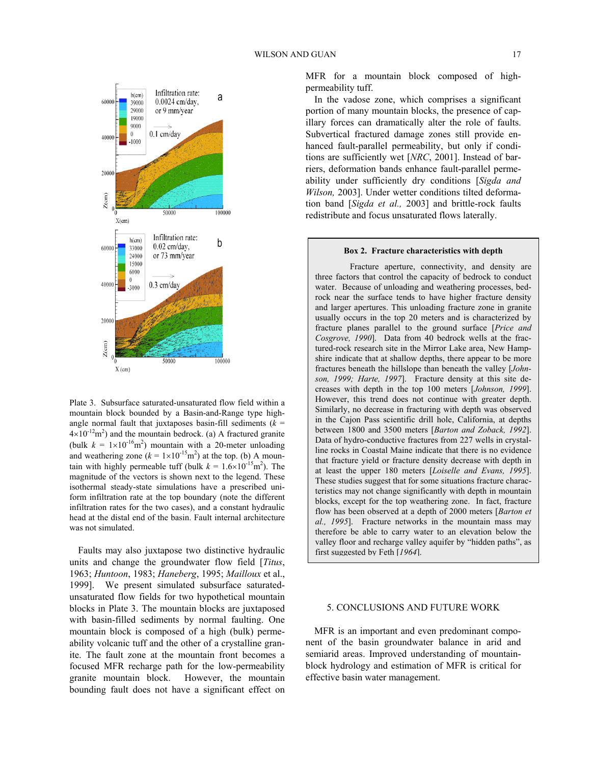Plate 3. Subsurface saturated-unsaturated flow field within a mountain block bounded by a Basin-and-Range type high-angle normal fault that juxtaposes basin-fill sediments ($k = 4\times10^{-12}m^2$) and the mountain bedrock. (a) A fractured granite (bulk $k = 1\times10^{-16}m^2$) mountain with a 20-meter unloading and weathering zone ($k = 1\times10^{-15}m^2$) at the top. (b) A mountain with highly permeable tuff (bulk $k = 1.6\times10^{-15}m^2$). The magnitude of the vectors is shown next to the legend. These isothermal steady-state simulations have a prescribed uniform infiltration rate at the top boundary (note the different infiltration rates for the two cases), and a constant hydraulic head at the distal end of the basin. Fault internal architecture was not simulated.

Faults may also juxtapose two distinctive hydraulic units and change the groundwater flow field [*Titus*, 1963; *Huntoon*, 1983; *Haneberg*, 1995; *Mailloux* et al., 1999]. We present simulated subsurface saturated-unsaturated flow fields for two hypothetical mountain blocks in Plate 3. The mountain blocks are juxtaposed with basin-filled sediments by normal faulting. One mountain block is composed of a high (bulk) permeability volcanic tuff and the other of a crystalline granite. The fault zone at the mountain front becomes a focused MFR recharge path for the low-permeability granite mountain block. However, the mountain bounding fault does not have a significant effect on MFR for a mountain block composed of high-permeability tuff.

In the vadose zone, which comprises a significant portion of many mountain blocks, the presence of capillary forces can dramatically alter the role of faults. Subvertical fractured damage zones still provide enhanced fault-parallel permeability, but only if conditions are sufficiently wet [*NRC*, 2001]. Instead of barriers, deformation bands enhance fault-parallel permeability under sufficiently dry conditions [*Sigda and Wilson,* 2003]. Under wetter conditions tilted deformation band [*Sigda et al.,* 2003] and brittle-rock faults redistribute and focus unsaturated flows laterally.

**Box 2. Fracture characteristics with depth**

Fracture aperture, connectivity, and density are three factors that control the capacity of bedrock to conduct water. Because of unloading and weathering processes, bedrock near the surface tends to have higher fracture density and larger apertures. This unloading fracture zone in granite usually occurs in the top 20 meters and is characterized by fracture planes parallel to the ground surface [*Price and Cosgrove, 1990*]. Data from 40 bedrock wells at the fractured-rock research site in the Mirror Lake area, New Hampshire indicate that at shallow depths, there appear to be more fractures beneath the hillslope than beneath the valley [*Johnson, 1999; Harte, 1997*]. Fracture density at this site decreases with depth in the top 100 meters [*Johnson, 1999*]. However, this trend does not continue with greater depth. Similarly, no decrease in fracturing with depth was observed in the Cajon Pass scientific drill hole, California, at depths between 1800 and 3500 meters [*Barton and Zoback, 1992*]. Data of hydro-conductive fractures from 227 wells in crystalline rocks in Coastal Maine indicate that there is no evidence that fracture yield or fracture density decrease with depth in at least the upper 180 meters [*Loiselle and Evans, 1995*]. These studies suggest that for some situations fracture characteristics may not change significantly with depth in mountain blocks, except for the top weathering zone. In fact, fracture flow has been observed at a depth of 2000 meters [*Barton et al., 1995*]. Fracture networks in the mountain mass may therefore be able to carry water to an elevation below the valley floor and recharge valley aquifer by "hidden paths", as first suggested by Feth [*1964*].

## 5. CONCLUSIONS AND FUTURE WORK

MFR is an important and even predominant component of the basin groundwater balance in arid and semiarid areas. Improved understanding of mountain-block hydrology and estimation of MFR is critical for effective basin water management.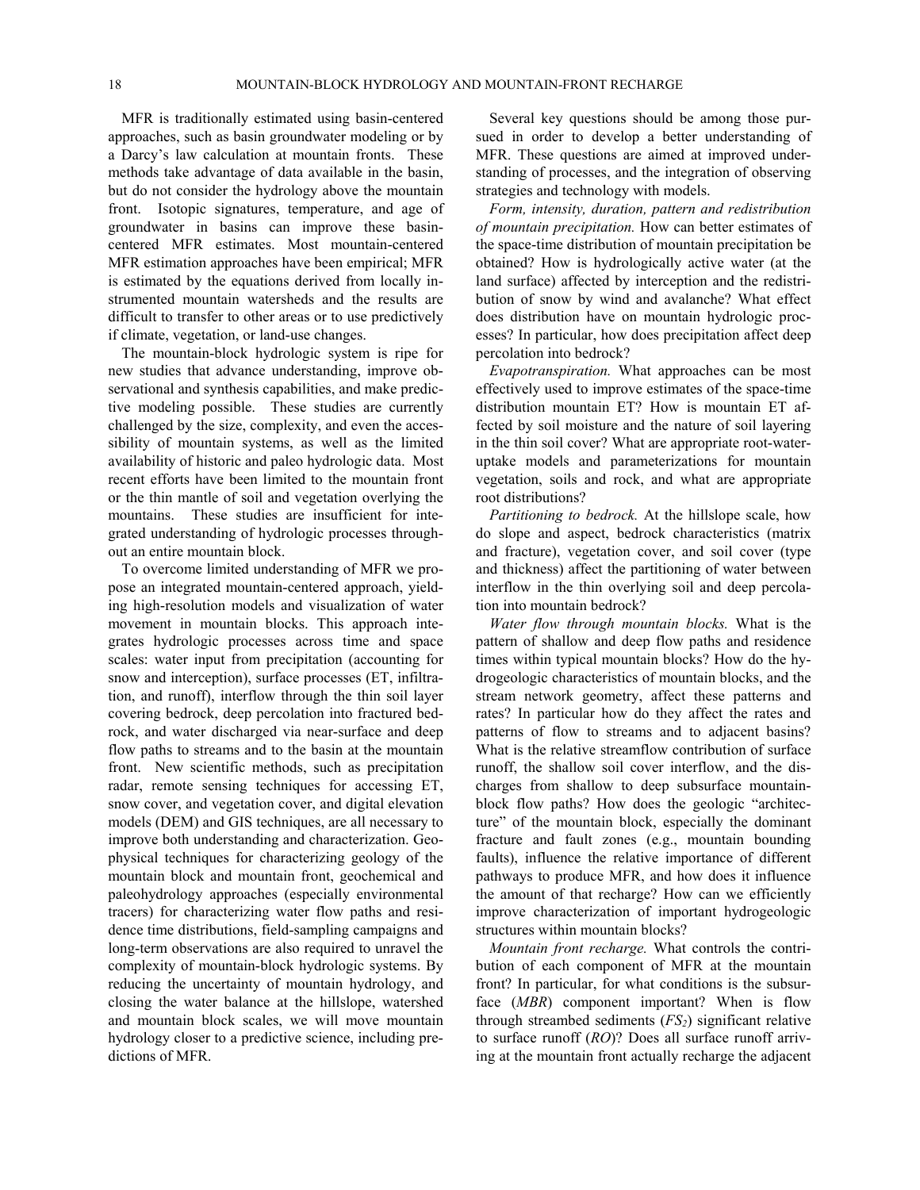MFR is traditionally estimated using basin-centered approaches, such as basin groundwater modeling or by a Darcy's law calculation at mountain fronts. These methods take advantage of data available in the basin, but do not consider the hydrology above the mountain front. Isotopic signatures, temperature, and age of groundwater in basins can improve these basin-centered MFR estimates. Most mountain-centered MFR estimation approaches have been empirical; MFR is estimated by the equations derived from locally instrumented mountain watersheds and the results are difficult to transfer to other areas or to use predictively if climate, vegetation, or land-use changes.

The mountain-block hydrologic system is ripe for new studies that advance understanding, improve observational and synthesis capabilities, and make predictive modeling possible. These studies are currently challenged by the size, complexity, and even the accessibility of mountain systems, as well as the limited availability of historic and paleo hydrologic data. Most recent efforts have been limited to the mountain front or the thin mantle of soil and vegetation overlying the mountains. These studies are insufficient for integrated understanding of hydrologic processes throughout an entire mountain block.

To overcome limited understanding of MFR we propose an integrated mountain-centered approach, yielding high-resolution models and visualization of water movement in mountain blocks. This approach integrates hydrologic processes across time and space scales: water input from precipitation (accounting for snow and interception), surface processes (ET, infiltration, and runoff), interflow through the thin soil layer covering bedrock, deep percolation into fractured bedrock, and water discharged via near-surface and deep flow paths to streams and to the basin at the mountain front. New scientific methods, such as precipitation radar, remote sensing techniques for accessing ET, snow cover, and vegetation cover, and digital elevation models (DEM) and GIS techniques, are all necessary to improve both understanding and characterization. Geophysical techniques for characterizing geology of the mountain block and mountain front, geochemical and paleohydrology approaches (especially environmental tracers) for characterizing water flow paths and residence time distributions, field-sampling campaigns and long-term observations are also required to unravel the complexity of mountain-block hydrologic systems. By reducing the uncertainty of mountain hydrology, and closing the water balance at the hillslope, watershed and mountain block scales, we will move mountain hydrology closer to a predictive science, including predictions of MFR.

Several key questions should be among those pursued in order to develop a better understanding of MFR. These questions are aimed at improved understanding of processes, and the integration of observing strategies and technology with models.

*Form, intensity, duration, pattern and redistribution of mountain precipitation.* How can better estimates of the space-time distribution of mountain precipitation be obtained? How is hydrologically active water (at the land surface) affected by interception and the redistribution of snow by wind and avalanche? What effect does distribution have on mountain hydrologic processes? In particular, how does precipitation affect deep percolation into bedrock?

*Evapotranspiration.* What approaches can be most effectively used to improve estimates of the space-time distribution mountain ET? How is mountain ET affected by soil moisture and the nature of soil layering in the thin soil cover? What are appropriate root-water-uptake models and parameterizations for mountain vegetation, soils and rock, and what are appropriate root distributions?

*Partitioning to bedrock.* At the hillslope scale, how do slope and aspect, bedrock characteristics (matrix and fracture), vegetation cover, and soil cover (type and thickness) affect the partitioning of water between interflow in the thin overlying soil and deep percolation into mountain bedrock?

*Water flow through mountain blocks.* What is the pattern of shallow and deep flow paths and residence times within typical mountain blocks? How do the hydrogeologic characteristics of mountain blocks, and the stream network geometry, affect these patterns and rates? In particular how do they affect the rates and patterns of flow to streams and to adjacent basins? What is the relative streamflow contribution of surface runoff, the shallow soil cover interflow, and the discharges from shallow to deep subsurface mountain-block flow paths? How does the geologic "architecture" of the mountain block, especially the dominant fracture and fault zones (e.g., mountain bounding faults), influence the relative importance of different pathways to produce MFR, and how does it influence the amount of that recharge? How can we efficiently improve characterization of important hydrogeologic structures within mountain blocks?

*Mountain front recharge.* What controls the contribution of each component of MFR at the mountain front? In particular, for what conditions is the subsurface (*MBR*) component important? When is flow through streambed sediments ($FS_2$) significant relative to surface runoff (*RO*)? Does all surface runoff arriving at the mountain front actually recharge the adjacent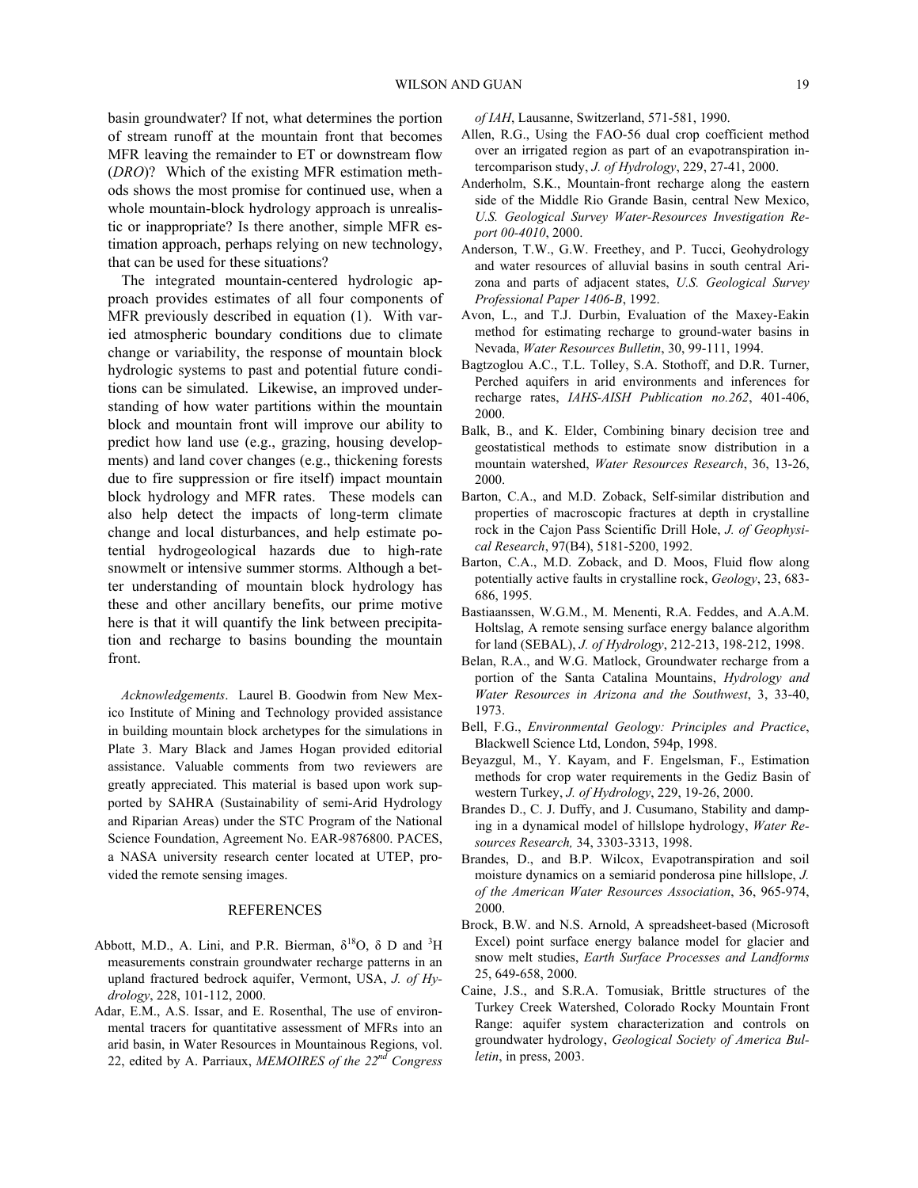basin groundwater? If not, what determines the portion of stream runoff at the mountain front that becomes MFR leaving the remainder to ET or downstream flow (*DRO*)? Which of the existing MFR estimation methods shows the most promise for continued use, when a whole mountain-block hydrology approach is unrealistic or inappropriate? Is there another, simple MFR estimation approach, perhaps relying on new technology, that can be used for these situations?

The integrated mountain-centered hydrologic approach provides estimates of all four components of MFR previously described in equation (1). With varied atmospheric boundary conditions due to climate change or variability, the response of mountain block hydrologic systems to past and potential future conditions can be simulated. Likewise, an improved understanding of how water partitions within the mountain block and mountain front will improve our ability to predict how land use (e.g., grazing, housing developments) and land cover changes (e.g., thickening forests due to fire suppression or fire itself) impact mountain block hydrology and MFR rates. These models can also help detect the impacts of long-term climate change and local disturbances, and help estimate potential hydrogeological hazards due to high-rate snowmelt or intensive summer storms. Although a better understanding of mountain block hydrology has these and other ancillary benefits, our prime motive here is that it will quantify the link between precipitation and recharge to basins bounding the mountain front.

*Acknowledgements*. Laurel B. Goodwin from New Mexico Institute of Mining and Technology provided assistance in building mountain block archetypes for the simulations in Plate 3. Mary Black and James Hogan provided editorial assistance. Valuable comments from two reviewers are greatly appreciated. This material is based upon work supported by SAHRA (Sustainability of semi-Arid Hydrology and Riparian Areas) under the STC Program of the National Science Foundation, Agreement No. EAR-9876800. PACES, a NASA university research center located at UTEP, provided the remote sensing images.

## REFERENCES

Abbott, M.D., A. Lini, and P.R. Bierman, $\delta^{18}$O, $\delta$ D and $^{3}$H measurements constrain groundwater recharge patterns in an upland fractured bedrock aquifer, Vermont, USA, *J. of Hydrology*, 228, 101-112, 2000.

Adar, E.M., A.S. Issar, and E. Rosenthal, The use of environmental tracers for quantitative assessment of MFRs into an arid basin, in Water Resources in Mountainous Regions, vol. 22, edited by A. Parriaux, *MEMOIRES of the 22$^{nd}$ Congress of IAH*, Lausanne, Switzerland, 571-581, 1990.

Allen, R.G., Using the FAO-56 dual crop coefficient method over an irrigated region as part of an evapotranspiration intercomparison study, *J. of Hydrology*, 229, 27-41, 2000.

Anderholm, S.K., Mountain-front recharge along the eastern side of the Middle Rio Grande Basin, central New Mexico, *U.S. Geological Survey Water-Resources Investigation Report 00-4010*, 2000.

Anderson, T.W., G.W. Freethey, and P. Tucci, Geohydrology and water resources of alluvial basins in south central Arizona and parts of adjacent states, *U.S. Geological Survey Professional Paper 1406-B*, 1992.

Avon, L., and T.J. Durbin, Evaluation of the Maxey-Eakin method for estimating recharge to ground-water basins in Nevada, *Water Resources Bulletin*, 30, 99-111, 1994.

Bagtzoglou A.C., T.L. Tolley, S.A. Stothoff, and D.R. Turner, Perched aquifers in arid environments and inferences for recharge rates, *IAHS-AISH Publication no.262*, 401-406, 2000.

Balk, B., and K. Elder, Combining binary decision tree and geostatistical methods to estimate snow distribution in a mountain watershed, *Water Resources Research*, 36, 13-26, 2000.

Barton, C.A., and M.D. Zoback, Self-similar distribution and properties of macroscopic fractures at depth in crystalline rock in the Cajon Pass Scientific Drill Hole, *J. of Geophysical Research*, 97(B4), 5181-5200, 1992.

Barton, C.A., M.D. Zoback, and D. Moos, Fluid flow along potentially active faults in crystalline rock, *Geology*, 23, 683-686, 1995.

Bastiaanssen, W.G.M., M. Menenti, R.A. Feddes, and A.A.M. Holtslag, A remote sensing surface energy balance algorithm for land (SEBAL), *J. of Hydrology*, 212-213, 198-212, 1998.

Belan, R.A., and W.G. Matlock, Groundwater recharge from a portion of the Santa Catalina Mountains, *Hydrology and Water Resources in Arizona and the Southwest*, 3, 33-40, 1973.

Bell, F.G., *Environmental Geology: Principles and Practice*, Blackwell Science Ltd, London, 594p, 1998.

Beyazgul, M., Y. Kayam, and F. Engelsman, F., Estimation methods for crop water requirements in the Gediz Basin of western Turkey, *J. of Hydrology*, 229, 19-26, 2000.

Brandes D., C. J. Duffy, and J. Cusumano, Stability and damping in a dynamical model of hillslope hydrology, *Water Resources Research,* 34, 3303-3313, 1998.

Brandes, D., and B.P. Wilcox, Evapotranspiration and soil moisture dynamics on a semiarid ponderosa pine hillslope, *J. of the American Water Resources Association*, 36, 965-974, 2000.

Brock, B.W. and N.S. Arnold, A spreadsheet-based (Microsoft Excel) point surface energy balance model for glacier and snow melt studies, *Earth Surface Processes and Landforms* 25, 649-658, 2000.

Caine, J.S., and S.R.A. Tomusiak, Brittle structures of the Turkey Creek Watershed, Colorado Rocky Mountain Front Range: aquifer system characterization and controls on groundwater hydrology, *Geological Society of America Bulletin*, in press, 2003.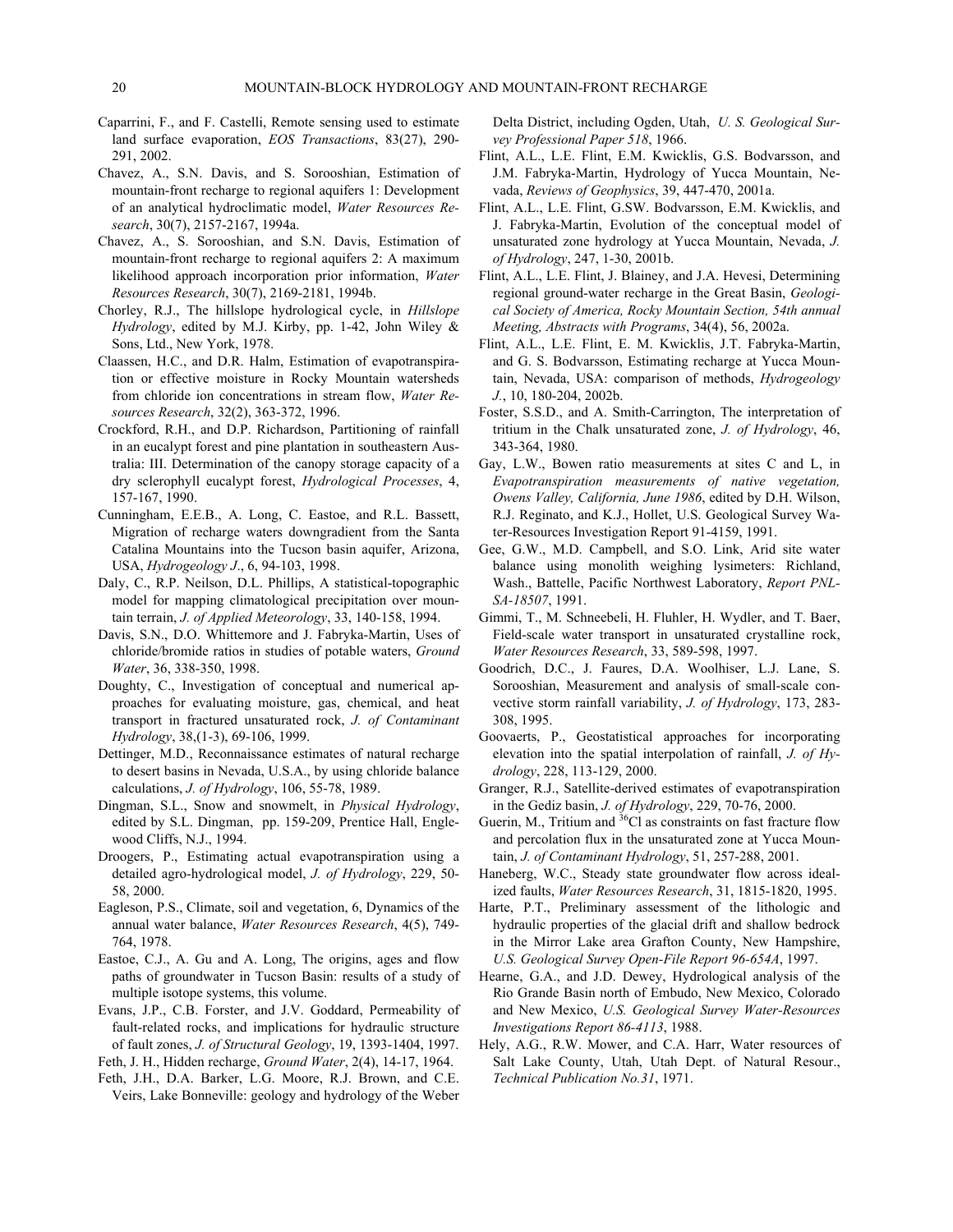Caparrini, F., and F. Castelli, Remote sensing used to estimate land surface evaporation, *EOS Transactions*, 83(27), 290-291, 2002.

Chavez, A., S.N. Davis, and S. Sorooshian, Estimation of mountain-front recharge to regional aquifers 1: Development of an analytical hydroclimatic model, *Water Resources Research*, 30(7), 2157-2167, 1994a.

Chavez, A., S. Sorooshian, and S.N. Davis, Estimation of mountain-front recharge to regional aquifers 2: A maximum likelihood approach incorporation prior information, *Water Resources Research*, 30(7), 2169-2181, 1994b.

Chorley, R.J., The hillslope hydrological cycle, in *Hillslope Hydrology*, edited by M.J. Kirby, pp. 1-42, John Wiley & Sons, Ltd., New York, 1978.

Claassen, H.C., and D.R. Halm, Estimation of evapotranspiration or effective moisture in Rocky Mountain watersheds from chloride ion concentrations in stream flow, *Water Resources Research*, 32(2), 363-372, 1996.

Crockford, R.H., and D.P. Richardson, Partitioning of rainfall in an eucalypt forest and pine plantation in southeastern Australia: III. Determination of the canopy storage capacity of a dry sclerophyll eucalypt forest, *Hydrological Processes*, 4, 157-167, 1990.

Cunningham, E.E.B., A. Long, C. Eastoe, and R.L. Bassett, Migration of recharge waters downgradient from the Santa Catalina Mountains into the Tucson basin aquifer, Arizona, USA, *Hydrogeology J*., 6, 94-103, 1998.

Daly, C., R.P. Neilson, D.L. Phillips, A statistical-topographic model for mapping climatological precipitation over mountain terrain, *J. of Applied Meteorology*, 33, 140-158, 1994.

Davis, S.N., D.O. Whittemore and J. Fabryka-Martin, Uses of chloride/bromide ratios in studies of potable waters, *Ground Water*, 36, 338-350, 1998.

Doughty, C., Investigation of conceptual and numerical approaches for evaluating moisture, gas, chemical, and heat transport in fractured unsaturated rock, *J. of Contaminant Hydrology*, 38,(1-3), 69-106, 1999.

Dettinger, M.D., Reconnaissance estimates of natural recharge to desert basins in Nevada, U.S.A., by using chloride balance calculations, *J. of Hydrology*, 106, 55-78, 1989.

Dingman, S.L., Snow and snowmelt, in *Physical Hydrology*, edited by S.L. Dingman, pp. 159-209, Prentice Hall, Englewood Cliffs, N.J., 1994.

Droogers, P., Estimating actual evapotranspiration using a detailed agro-hydrological model, *J. of Hydrology*, 229, 50-58, 2000.

Eagleson, P.S., Climate, soil and vegetation, 6, Dynamics of the annual water balance, *Water Resources Research*, 4(5), 749-764, 1978.

Eastoe, C.J., A. Gu and A. Long, The origins, ages and flow paths of groundwater in Tucson Basin: results of a study of multiple isotope systems, this volume.

Evans, J.P., C.B. Forster, and J.V. Goddard, Permeability of fault-related rocks, and implications for hydraulic structure of fault zones, *J. of Structural Geology*, 19, 1393-1404, 1997.

Feth, J. H., Hidden recharge, *Ground Water*, 2(4), 14-17, 1964.

Feth, J.H., D.A. Barker, L.G. Moore, R.J. Brown, and C.E. Veirs, Lake Bonneville: geology and hydrology of the Weber Delta District, including Ogden, Utah, *U. S. Geological Survey Professional Paper 518*, 1966.

Flint, A.L., L.E. Flint, E.M. Kwicklis, G.S. Bodvarsson, and J.M. Fabryka-Martin, Hydrology of Yucca Mountain, Nevada, *Reviews of Geophysics*, 39, 447-470, 2001a.

Flint, A.L., L.E. Flint, G.SW. Bodvarsson, E.M. Kwicklis, and J. Fabryka-Martin, Evolution of the conceptual model of unsaturated zone hydrology at Yucca Mountain, Nevada, *J. of Hydrology*, 247, 1-30, 2001b.

Flint, A.L., L.E. Flint, J. Blainey, and J.A. Hevesi, Determining regional ground-water recharge in the Great Basin, *Geological Society of America, Rocky Mountain Section, 54th annual Meeting, Abstracts with Programs*, 34(4), 56, 2002a.

Flint, A.L., L.E. Flint, E. M. Kwicklis, J.T. Fabryka-Martin, and G. S. Bodvarsson, Estimating recharge at Yucca Mountain, Nevada, USA: comparison of methods, *Hydrogeology J.*, 10, 180-204, 2002b.

Foster, S.S.D., and A. Smith-Carrington, The interpretation of tritium in the Chalk unsaturated zone, *J. of Hydrology*, 46, 343-364, 1980.

Gay, L.W., Bowen ratio measurements at sites C and L, in *Evapotranspiration measurements of native vegetation, Owens Valley, California, June 1986*, edited by D.H. Wilson, R.J. Reginato, and K.J., Hollet, U.S. Geological Survey Water-Resources Investigation Report 91-4159, 1991.

Gee, G.W., M.D. Campbell, and S.O. Link, Arid site water balance using monolith weighing lysimeters: Richland, Wash., Battelle, Pacific Northwest Laboratory, *Report PNL-SA-18507*, 1991.

Gimmi, T., M. Schneebeli, H. Fluhler, H. Wydler, and T. Baer, Field-scale water transport in unsaturated crystalline rock, *Water Resources Research*, 33, 589-598, 1997.

Goodrich, D.C., J. Faures, D.A. Woolhiser, L.J. Lane, S. Sorooshian, Measurement and analysis of small-scale convective storm rainfall variability, *J. of Hydrology*, 173, 283-308, 1995.

Goovaerts, P., Geostatistical approaches for incorporating elevation into the spatial interpolation of rainfall, *J. of Hydrology*, 228, 113-129, 2000.

Granger, R.J., Satellite-derived estimates of evapotranspiration in the Gediz basin, *J. of Hydrology*, 229, 70-76, 2000.

Guerin, M., Tritium and $^{36}$Cl as constraints on fast fracture flow and percolation flux in the unsaturated zone at Yucca Mountain, *J. of Contaminant Hydrology*, 51, 257-288, 2001.

Haneberg, W.C., Steady state groundwater flow across idealized faults, *Water Resources Research*, 31, 1815-1820, 1995.

Harte, P.T., Preliminary assessment of the lithologic and hydraulic properties of the glacial drift and shallow bedrock in the Mirror Lake area Grafton County, New Hampshire, *U.S. Geological Survey Open-File Report 96-654A*, 1997.

Hearne, G.A., and J.D. Dewey, Hydrological analysis of the Rio Grande Basin north of Embudo, New Mexico, Colorado and New Mexico, *U.S. Geological Survey Water-Resources Investigations Report 86-4113*, 1988.

Hely, A.G., R.W. Mower, and C.A. Harr, Water resources of Salt Lake County, Utah, Utah Dept. of Natural Resour., *Technical Publication No.31*, 1971.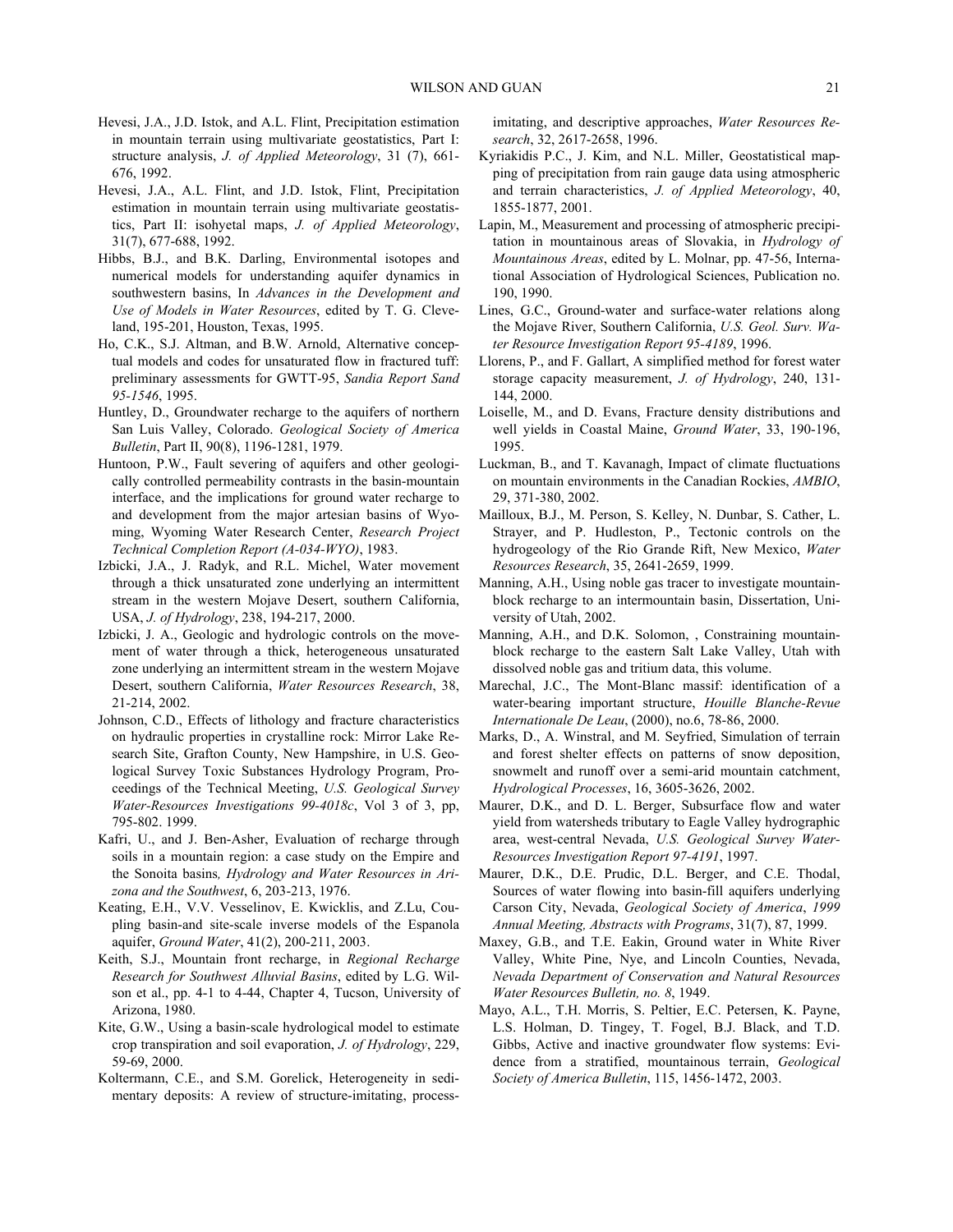Hevesi, J.A., J.D. Istok, and A.L. Flint, Precipitation estimation in mountain terrain using multivariate geostatistics, Part I: structure analysis, *J. of Applied Meteorology*, 31 (7), 661-676, 1992.

Hevesi, J.A., A.L. Flint, and J.D. Istok, Flint, Precipitation estimation in mountain terrain using multivariate geostatistics, Part II: isohyetal maps, *J. of Applied Meteorology*, 31(7), 677-688, 1992.

Hibbs, B.J., and B.K. Darling, Environmental isotopes and numerical models for understanding aquifer dynamics in southwestern basins, In *Advances in the Development and Use of Models in Water Resources*, edited by T. G. Cleveland, 195-201, Houston, Texas, 1995.

Ho, C.K., S.J. Altman, and B.W. Arnold, Alternative conceptual models and codes for unsaturated flow in fractured tuff: preliminary assessments for GWTT-95, *Sandia Report Sand 95-1546*, 1995.

Huntley, D., Groundwater recharge to the aquifers of northern San Luis Valley, Colorado. *Geological Society of America Bulletin*, Part II, 90(8), 1196-1281, 1979.

Huntoon, P.W., Fault severing of aquifers and other geologically controlled permeability contrasts in the basin-mountain interface, and the implications for ground water recharge to and development from the major artesian basins of Wyoming, Wyoming Water Research Center, *Research Project Technical Completion Report (A-034-WYO)*, 1983.

Izbicki, J.A., J. Radyk, and R.L. Michel, Water movement through a thick unsaturated zone underlying an intermittent stream in the western Mojave Desert, southern California, USA, *J. of Hydrology*, 238, 194-217, 2000.

Izbicki, J. A., Geologic and hydrologic controls on the movement of water through a thick, heterogeneous unsaturated zone underlying an intermittent stream in the western Mojave Desert, southern California, *Water Resources Research*, 38, 21-214, 2002.

Johnson, C.D., Effects of lithology and fracture characteristics on hydraulic properties in crystalline rock: Mirror Lake Research Site, Grafton County, New Hampshire, in U.S. Geological Survey Toxic Substances Hydrology Program, Proceedings of the Technical Meeting, *U.S. Geological Survey Water-Resources Investigations 99-4018c*, Vol 3 of 3, pp, 795-802. 1999.

Kafri, U., and J. Ben-Asher, Evaluation of recharge through soils in a mountain region: a case study on the Empire and the Sonoita basins*, Hydrology and Water Resources in Arizona and the Southwest*, 6, 203-213, 1976.

Keating, E.H., V.V. Vesselinov, E. Kwicklis, and Z.Lu, Coupling basin-and site-scale inverse models of the Espanola aquifer, *Ground Water*, 41(2), 200-211, 2003.

Keith, S.J., Mountain front recharge, in *Regional Recharge Research for Southwest Alluvial Basins*, edited by L.G. Wilson et al., pp. 4-1 to 4-44, Chapter 4, Tucson, University of Arizona, 1980.

Kite, G.W., Using a basin-scale hydrological model to estimate crop transpiration and soil evaporation, *J. of Hydrology*, 229, 59-69, 2000.

Koltermann, C.E., and S.M. Gorelick, Heterogeneity in sedimentary deposits: A review of structure-imitating, process-imitating, and descriptive approaches, *Water Resources Research*, 32, 2617-2658, 1996.

Kyriakidis P.C., J. Kim, and N.L. Miller, Geostatistical mapping of precipitation from rain gauge data using atmospheric and terrain characteristics, *J. of Applied Meteorology*, 40, 1855-1877, 2001.

Lapin, M., Measurement and processing of atmospheric precipitation in mountainous areas of Slovakia, in *Hydrology of Mountainous Areas*, edited by L. Molnar, pp. 47-56, International Association of Hydrological Sciences, Publication no. 190, 1990.

Lines, G.C., Ground-water and surface-water relations along the Mojave River, Southern California, *U.S. Geol. Surv. Water Resource Investigation Report 95-4189*, 1996.

Llorens, P., and F. Gallart, A simplified method for forest water storage capacity measurement, *J. of Hydrology*, 240, 131-144, 2000.

Loiselle, M., and D. Evans, Fracture density distributions and well yields in Coastal Maine, *Ground Water*, 33, 190-196, 1995.

Luckman, B., and T. Kavanagh, Impact of climate fluctuations on mountain environments in the Canadian Rockies, *AMBIO*, 29, 371-380, 2002.

Mailloux, B.J., M. Person, S. Kelley, N. Dunbar, S. Cather, L. Strayer, and P. Hudleston, P., Tectonic controls on the hydrogeology of the Rio Grande Rift, New Mexico, *Water Resources Research*, 35, 2641-2659, 1999.

Manning, A.H., Using noble gas tracer to investigate mountain-block recharge to an intermountain basin, Dissertation, University of Utah, 2002.

Manning, A.H., and D.K. Solomon, , Constraining mountain-block recharge to the eastern Salt Lake Valley, Utah with dissolved noble gas and tritium data, this volume.

Marechal, J.C., The Mont-Blanc massif: identification of a water-bearing important structure, *Houille Blanche-Revue Internationale De Leau*, (2000), no.6, 78-86, 2000.

Marks, D., A. Winstral, and M. Seyfried, Simulation of terrain and forest shelter effects on patterns of snow deposition, snowmelt and runoff over a semi-arid mountain catchment, *Hydrological Processes*, 16, 3605-3626, 2002.

Maurer, D.K., and D. L. Berger, Subsurface flow and water yield from watersheds tributary to Eagle Valley hydrographic area, west-central Nevada, *U.S. Geological Survey Water-Resources Investigation Report 97-4191*, 1997.

Maurer, D.K., D.E. Prudic, D.L. Berger, and C.E. Thodal, Sources of water flowing into basin-fill aquifers underlying Carson City, Nevada, *Geological Society of America*, *1999 Annual Meeting, Abstracts with Programs*, 31(7), 87, 1999.

Maxey, G.B., and T.E. Eakin, Ground water in White River Valley, White Pine, Nye, and Lincoln Counties, Nevada, *Nevada Department of Conservation and Natural Resources Water Resources Bulletin, no. 8*, 1949.

Mayo, A.L., T.H. Morris, S. Peltier, E.C. Petersen, K. Payne, L.S. Holman, D. Tingey, T. Fogel, B.J. Black, and T.D. Gibbs, Active and inactive groundwater flow systems: Evidence from a stratified, mountainous terrain, *Geological Society of America Bulletin*, 115, 1456-1472, 2003.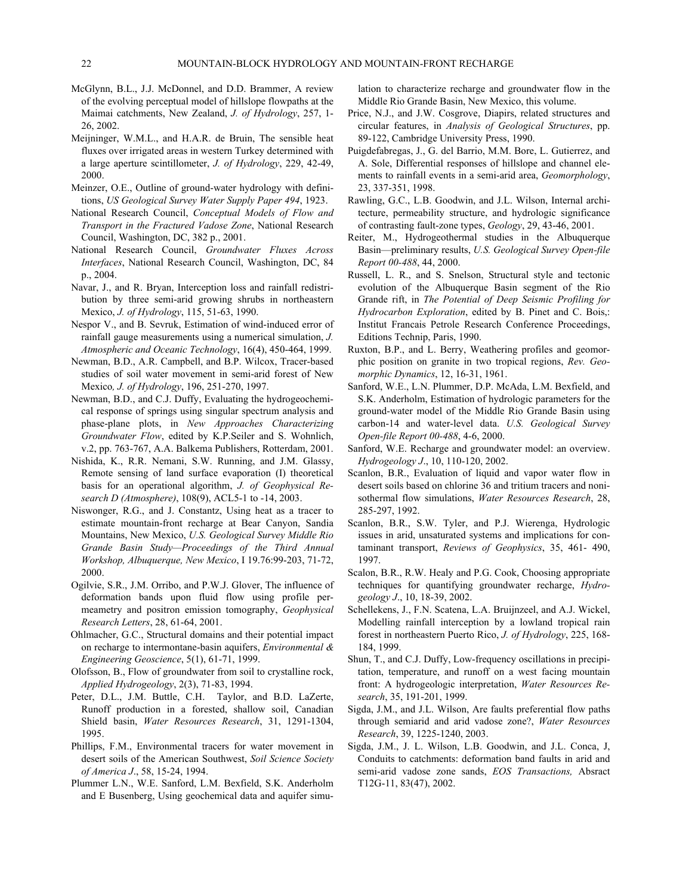McGlynn, B.L., J.J. McDonnel, and D.D. Brammer, A review of the evolving perceptual model of hillslope flowpaths at the Maimai catchments, New Zealand, *J. of Hydrology*, 257, 1-26, 2002.

Meijninger, W.M.L., and H.A.R. de Bruin, The sensible heat fluxes over irrigated areas in western Turkey determined with a large aperture scintillometer, *J. of Hydrology*, 229, 42-49, 2000.

Meinzer, O.E., Outline of ground-water hydrology with definitions, *US Geological Survey Water Supply Paper 494*, 1923.

National Research Council, *Conceptual Models of Flow and Transport in the Fractured Vadose Zone*, National Research Council, Washington, DC, 382 p., 2001.

National Research Council, *Groundwater Fluxes Across Interfaces*, National Research Council, Washington, DC, 84 p., 2004.

Navar, J., and R. Bryan, Interception loss and rainfall redistribution by three semi-arid growing shrubs in northeastern Mexico, *J. of Hydrology*, 115, 51-63, 1990.

Nespor V., and B. Sevruk, Estimation of wind-induced error of rainfall gauge measurements using a numerical simulation, *J. Atmospheric and Oceanic Technology*, 16(4), 450-464, 1999.

Newman, B.D., A.R. Campbell, and B.P. Wilcox, Tracer-based studies of soil water movement in semi-arid forest of New Mexico*, J. of Hydrology*, 196, 251-270, 1997.

Newman, B.D., and C.J. Duffy, Evaluating the hydrogeochemical response of springs using singular spectrum analysis and phase-plane plots, in *New Approaches Characterizing Groundwater Flow*, edited by K.P.Seiler and S. Wohnlich, v.2, pp. 763-767, A.A. Balkema Publishers, Rotterdam, 2001.

Nishida, K., R.R. Nemani, S.W. Running, and J.M. Glassy, Remote sensing of land surface evaporation (I) theoretical basis for an operational algorithm, *J. of Geophysical Research D (Atmosphere)*, 108(9), ACL5-1 to -14, 2003.

Niswonger, R.G., and J. Constantz, Using heat as a tracer to estimate mountain-front recharge at Bear Canyon, Sandia Mountains, New Mexico, *U.S. Geological Survey Middle Rio Grande Basin Study—Proceedings of the Third Annual Workshop, Albuquerque, New Mexico*, I 19.76:99-203, 71-72, 2000.

Ogilvie, S.R., J.M. Orribo, and P.W.J. Glover, The influence of deformation bands upon fluid flow using profile permeametry and positron emission tomography, *Geophysical Research Letters*, 28, 61-64, 2001.

Ohlmacher, G.C., Structural domains and their potential impact on recharge to intermontane-basin aquifers, *Environmental & Engineering Geoscience*, 5(1), 61-71, 1999.

Olofsson, B., Flow of groundwater from soil to crystalline rock, *Applied Hydrogeology*, 2(3), 71-83, 1994.

Peter, D.L., J.M. Buttle, C.H. Taylor, and B.D. LaZerte, Runoff production in a forested, shallow soil, Canadian Shield basin, *Water Resources Research*, 31, 1291-1304, 1995.

Phillips, F.M., Environmental tracers for water movement in desert soils of the American Southwest, *Soil Science Society of America J*., 58, 15-24, 1994.

Plummer L.N., W.E. Sanford, L.M. Bexfield, S.K. Anderholm and E Busenberg, Using geochemical data and aquifer simulation to characterize recharge and groundwater flow in the Middle Rio Grande Basin, New Mexico, this volume.

Price, N.J., and J.W. Cosgrove, Diapirs, related structures and circular features, in *Analysis of Geological Structures*, pp. 89-122, Cambridge University Press, 1990.

Puigdefabregas, J., G. del Barrio, M.M. Bore, L. Gutierrez, and A. Sole, Differential responses of hillslope and channel elements to rainfall events in a semi-arid area, *Geomorphology*, 23, 337-351, 1998.

Rawling, G.C., L.B. Goodwin, and J.L. Wilson, Internal architecture, permeability structure, and hydrologic significance of contrasting fault-zone types, *Geology*, 29, 43-46, 2001.

Reiter, M., Hydrogeothermal studies in the Albuquerque Basin—preliminary results, *U.S. Geological Survey Open-file Report 00-488*, 44, 2000.

Russell, L. R., and S. Snelson, Structural style and tectonic evolution of the Albuquerque Basin segment of the Rio Grande rift, in *The Potential of Deep Seismic Profiling for Hydrocarbon Exploration*, edited by B. Pinet and C. Bois,: Institut Francais Petrole Research Conference Proceedings, Editions Technip, Paris, 1990.

Ruxton, B.P., and L. Berry, Weathering profiles and geomorphic position on granite in two tropical regions, *Rev. Geomorphic Dynamics*, 12, 16-31, 1961.

Sanford, W.E., L.N. Plummer, D.P. McAda, L.M. Bexfield, and S.K. Anderholm, Estimation of hydrologic parameters for the ground-water model of the Middle Rio Grande Basin using carbon-14 and water-level data. *U.S. Geological Survey Open-file Report 00-488*, 4-6, 2000.

Sanford, W.E. Recharge and groundwater model: an overview. *Hydrogeology J*., 10, 110-120, 2002.

Scanlon, B.R., Evaluation of liquid and vapor water flow in desert soils based on chlorine 36 and tritium tracers and nonisothermal flow simulations, *Water Resources Research*, 28, 285-297, 1992.

Scanlon, B.R., S.W. Tyler, and P.J. Wierenga, Hydrologic issues in arid, unsaturated systems and implications for contaminant transport, *Reviews of Geophysics*, 35, 461- 490, 1997.

Scalon, B.R., R.W. Healy and P.G. Cook, Choosing appropriate techniques for quantifying groundwater recharge, *Hydrogeology J*., 10, 18-39, 2002.

Schellekens, J., F.N. Scatena, L.A. Bruijnzeel, and A.J. Wickel, Modelling rainfall interception by a lowland tropical rain forest in northeastern Puerto Rico, *J. of Hydrology*, 225, 168-184, 1999.

Shun, T., and C.J. Duffy, Low-frequency oscillations in precipitation, temperature, and runoff on a west facing mountain front: A hydrogeologic interpretation, *Water Resources Research*, 35, 191-201, 1999.

Sigda, J.M., and J.L. Wilson, Are faults preferential flow paths through semiarid and arid vadose zone?, *Water Resources Research*, 39, 1225-1240, 2003.

Sigda, J.M., J. L. Wilson, L.B. Goodwin, and J.L. Conca, J, Conduits to catchments: deformation band faults in arid and semi-arid vadose zone sands, *EOS Transactions,* Absract T12G-11, 83(47), 2002.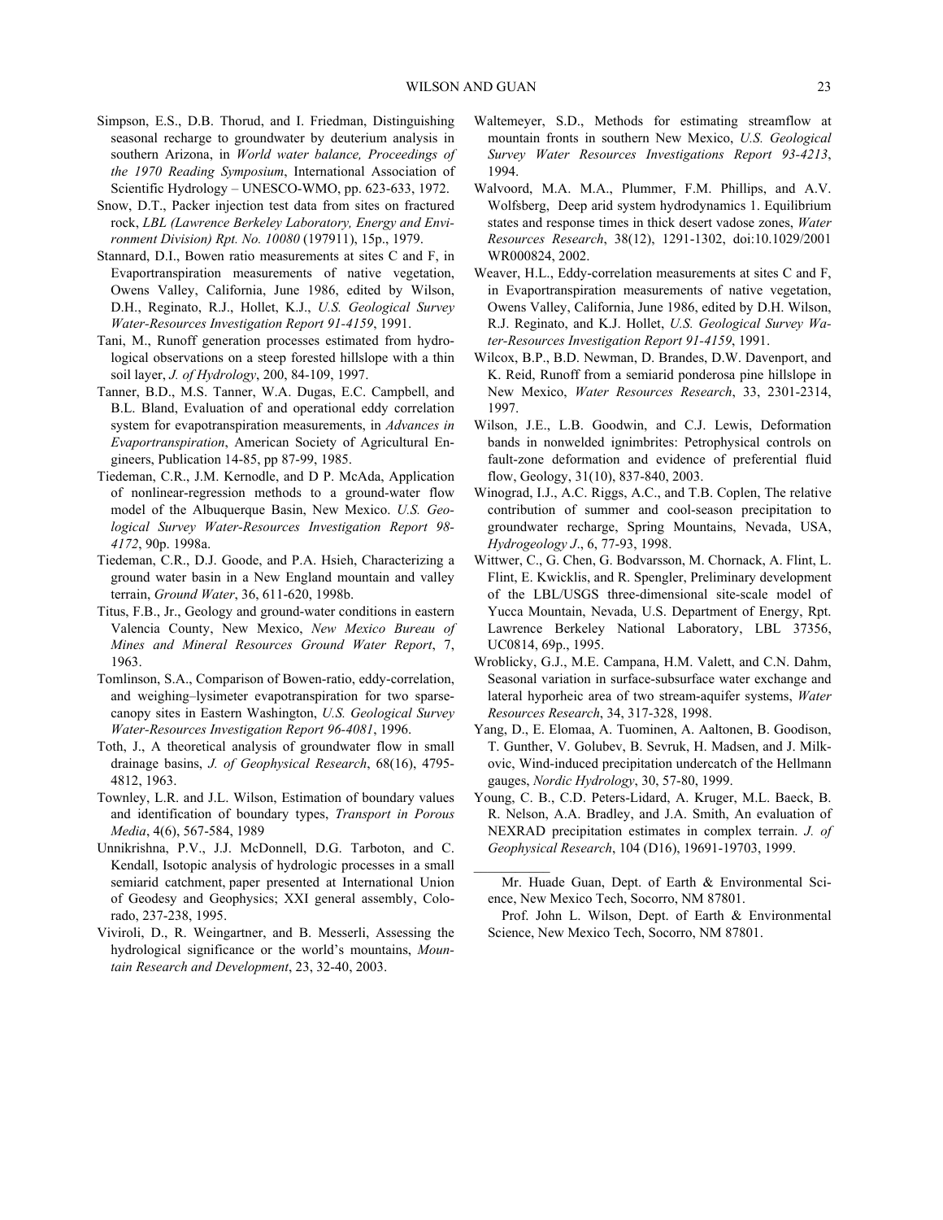Simpson, E.S., D.B. Thorud, and I. Friedman, Distinguishing seasonal recharge to groundwater by deuterium analysis in southern Arizona, in *World water balance, Proceedings of the 1970 Reading Symposium*, International Association of Scientific Hydrology – UNESCO-WMO, pp. 623-633, 1972.

Snow, D.T., Packer injection test data from sites on fractured rock, *LBL (Lawrence Berkeley Laboratory, Energy and Environment Division) Rpt. No. 10080* (197911), 15p., 1979.

Stannard, D.I., Bowen ratio measurements at sites C and F, in Evaportranspiration measurements of native vegetation, Owens Valley, California, June 1986, edited by Wilson, D.H., Reginato, R.J., Hollet, K.J., *U.S. Geological Survey Water-Resources Investigation Report 91-4159*, 1991.

Tani, M., Runoff generation processes estimated from hydrological observations on a steep forested hillslope with a thin soil layer, *J. of Hydrology*, 200, 84-109, 1997.

Tanner, B.D., M.S. Tanner, W.A. Dugas, E.C. Campbell, and B.L. Bland, Evaluation of and operational eddy correlation system for evapotranspiration measurements, in *Advances in Evaportranspiration*, American Society of Agricultural Engineers, Publication 14-85, pp 87-99, 1985.

Tiedeman, C.R., J.M. Kernodle, and D P. McAda, Application of nonlinear-regression methods to a ground-water flow model of the Albuquerque Basin, New Mexico. *U.S. Geological Survey Water-Resources Investigation Report 98-4172*, 90p. 1998a.

Tiedeman, C.R., D.J. Goode, and P.A. Hsieh, Characterizing a ground water basin in a New England mountain and valley terrain, *Ground Water*, 36, 611-620, 1998b.

Titus, F.B., Jr., Geology and ground-water conditions in eastern Valencia County, New Mexico, *New Mexico Bureau of Mines and Mineral Resources Ground Water Report*, 7, 1963.

Tomlinson, S.A., Comparison of Bowen-ratio, eddy-correlation, and weighing–lysimeter evapotranspiration for two sparse-canopy sites in Eastern Washington, *U.S. Geological Survey Water-Resources Investigation Report 96-4081*, 1996.

Toth, J., A theoretical analysis of groundwater flow in small drainage basins, *J. of Geophysical Research*, 68(16), 4795-4812, 1963.

Townley, L.R. and J.L. Wilson, Estimation of boundary values and identification of boundary types, *Transport in Porous Media*, 4(6), 567-584, 1989

Unnikrishna, P.V., J.J. McDonnell, D.G. Tarboton, and C. Kendall, Isotopic analysis of hydrologic processes in a small semiarid catchment, paper presented at International Union of Geodesy and Geophysics; XXI general assembly, Colorado, 237-238, 1995.

Viviroli, D., R. Weingartner, and B. Messerli, Assessing the hydrological significance or the world's mountains, *Mountain Research and Development*, 23, 32-40, 2003.

Waltemeyer, S.D., Methods for estimating streamflow at mountain fronts in southern New Mexico, *U.S. Geological Survey Water Resources Investigations Report 93-4213*, 1994.

Walvoord, M.A. M.A., Plummer, F.M. Phillips, and A.V. Wolfsberg, Deep arid system hydrodynamics 1. Equilibrium states and response times in thick desert vadose zones, *Water Resources Research*, 38(12), 1291-1302, doi:10.1029/2001 WR000824, 2002.

Weaver, H.L., Eddy-correlation measurements at sites C and F, in Evaportranspiration measurements of native vegetation, Owens Valley, California, June 1986, edited by D.H. Wilson, R.J. Reginato, and K.J. Hollet, *U.S. Geological Survey Water-Resources Investigation Report 91-4159*, 1991.

Wilcox, B.P., B.D. Newman, D. Brandes, D.W. Davenport, and K. Reid, Runoff from a semiarid ponderosa pine hillslope in New Mexico, *Water Resources Research*, 33, 2301-2314, 1997.

Wilson, J.E., L.B. Goodwin, and C.J. Lewis, Deformation bands in nonwelded ignimbrites: Petrophysical controls on fault-zone deformation and evidence of preferential fluid flow, Geology, 31(10), 837-840, 2003.

Winograd, I.J., A.C. Riggs, A.C., and T.B. Coplen, The relative contribution of summer and cool-season precipitation to groundwater recharge, Spring Mountains, Nevada, USA, *Hydrogeology J*., 6, 77-93, 1998.

Wittwer, C., G. Chen, G. Bodvarsson, M. Chornack, A. Flint, L. Flint, E. Kwicklis, and R. Spengler, Preliminary development of the LBL/USGS three-dimensional site-scale model of Yucca Mountain, Nevada, U.S. Department of Energy, Rpt. Lawrence Berkeley National Laboratory, LBL 37356, UC0814, 69p., 1995.

Wroblicky, G.J., M.E. Campana, H.M. Valett, and C.N. Dahm, Seasonal variation in surface-subsurface water exchange and lateral hyporheic area of two stream-aquifer systems, *Water Resources Research*, 34, 317-328, 1998.

Yang, D., E. Elomaa, A. Tuominen, A. Aaltonen, B. Goodison, T. Gunther, V. Golubev, B. Sevruk, H. Madsen, and J. Milkovic, Wind-induced precipitation undercatch of the Hellmann gauges, *Nordic Hydrology*, 30, 57-80, 1999.

Young, C. B., C.D. Peters-Lidard, A. Kruger, M.L. Baeck, B. R. Nelson, A.A. Bradley, and J.A. Smith, An evaluation of NEXRAD precipitation estimates in complex terrain. *J. of Geophysical Research*, 104 (D16), 19691-19703, 1999.

---

Mr. Huade Guan, Dept. of Earth & Environmental Science, New Mexico Tech, Socorro, NM 87801.

Prof. John L. Wilson, Dept. of Earth & Environmental Science, New Mexico Tech, Socorro, NM 87801.